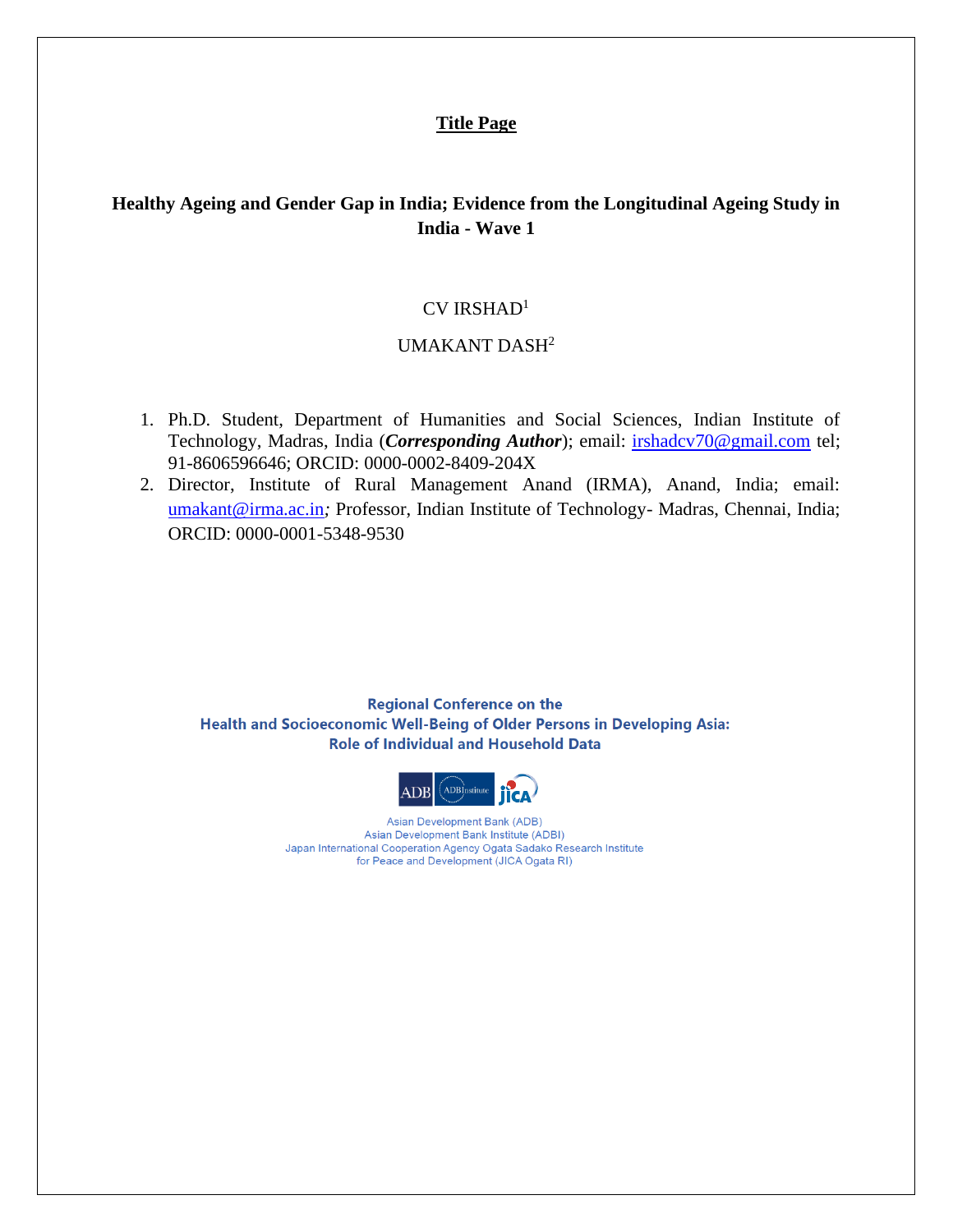**Title Page**

# Healthy Ageing and Gender Gap in India; Evidence from the Longitudinal Ageing Study in India - Wave 1

CV IRSHAD[1]

UMAKANT DASH[2]

1. Ph.D. Student, Department of Humanities and Social Sciences, Indian Institute of Technology, Madras, India (***Corresponding Author***); email: irshadcv70@gmail.com tel; 91-8606596646; ORCID: 0000-0002-8409-204X
2. Director, Institute of Rural Management Anand (IRMA), Anand, India; email: umakant@irma.ac.in*;* Professor, Indian Institute of Technology- Madras, Chennai, India; ORCID: 0000-0001-5348-9530

**Regional Conference on the Health and Socioeconomic Well-Being of Older Persons in Developing Asia: Role of Individual and Household Data**

ADB ADBInstitute JICA

Asian Development Bank (ADB)
Asian Development Bank Institute (ADBI)
Japan International Cooperation Agency Ogata Sadako Research Institute for Peace and Development (JICA Ogata RI)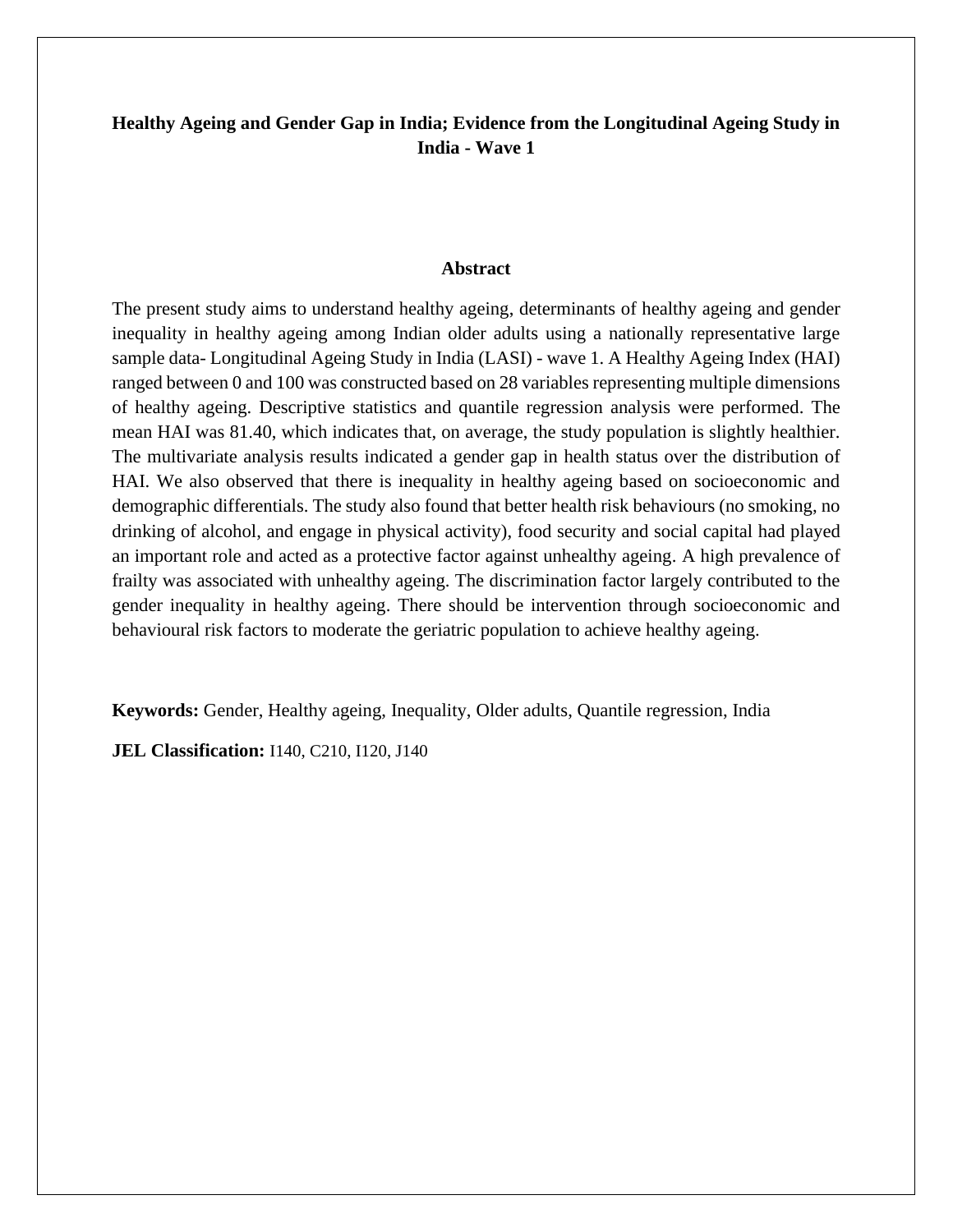# Healthy Ageing and Gender Gap in India; Evidence from the Longitudinal Ageing Study in India - Wave 1

## Abstract

The present study aims to understand healthy ageing, determinants of healthy ageing and gender inequality in healthy ageing among Indian older adults using a nationally representative large sample data- Longitudinal Ageing Study in India (LASI) - wave 1. A Healthy Ageing Index (HAI) ranged between 0 and 100 was constructed based on 28 variables representing multiple dimensions of healthy ageing. Descriptive statistics and quantile regression analysis were performed. The mean HAI was 81.40, which indicates that, on average, the study population is slightly healthier. The multivariate analysis results indicated a gender gap in health status over the distribution of HAI. We also observed that there is inequality in healthy ageing based on socioeconomic and demographic differentials. The study also found that better health risk behaviours (no smoking, no drinking of alcohol, and engage in physical activity), food security and social capital had played an important role and acted as a protective factor against unhealthy ageing. A high prevalence of frailty was associated with unhealthy ageing. The discrimination factor largely contributed to the gender inequality in healthy ageing. There should be intervention through socioeconomic and behavioural risk factors to moderate the geriatric population to achieve healthy ageing.

**Keywords:** Gender, Healthy ageing, Inequality, Older adults, Quantile regression, India

**JEL Classification:** I140, C210, I120, J140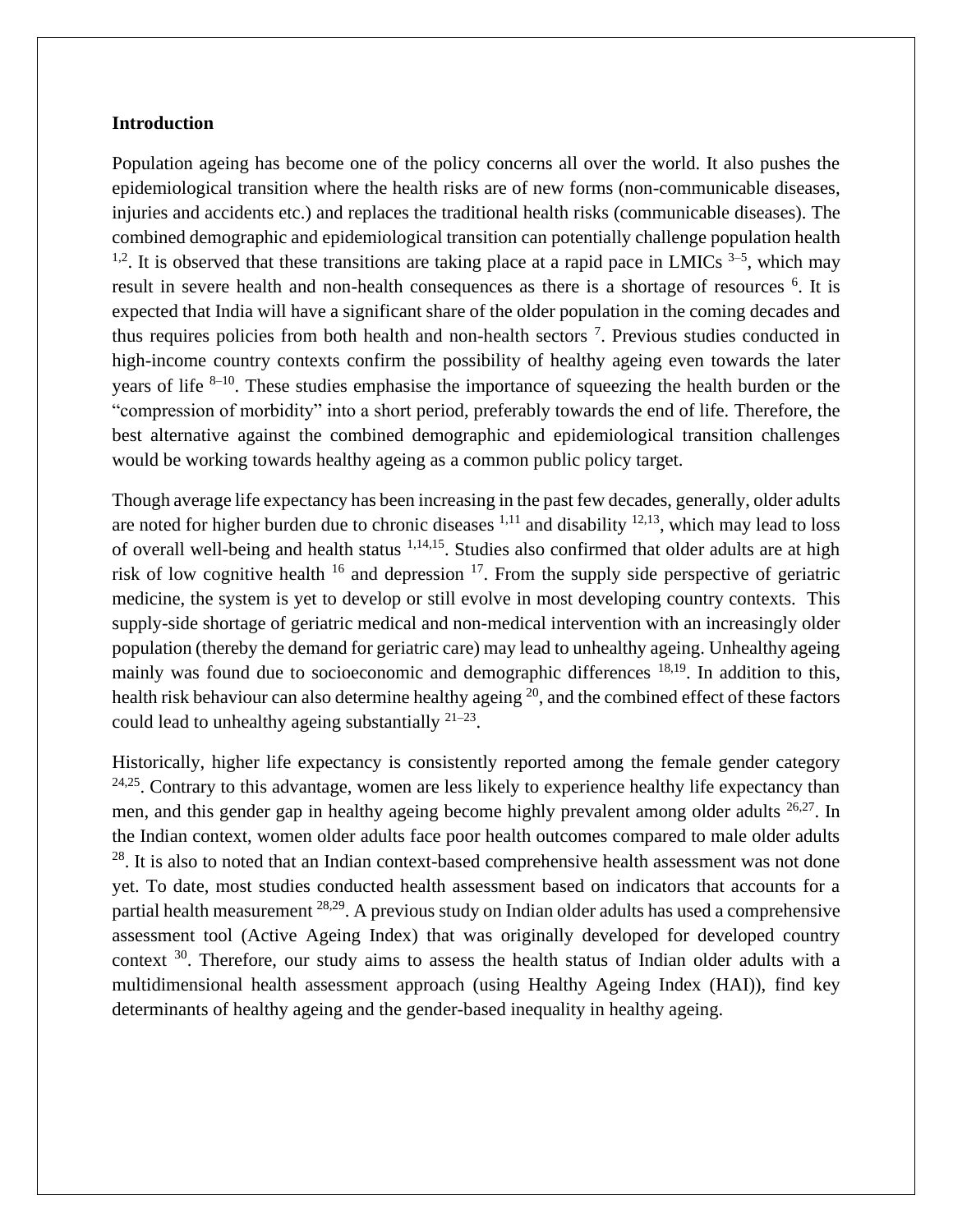## Introduction

Population ageing has become one of the policy concerns all over the world. It also pushes the epidemiological transition where the health risks are of new forms (non-communicable diseases, injuries and accidents etc.) and replaces the traditional health risks (communicable diseases). The combined demographic and epidemiological transition can potentially challenge population health [1,2]. It is observed that these transitions are taking place at a rapid pace in LMICs [3–5], which may result in severe health and non-health consequences as there is a shortage of resources [6]. It is expected that India will have a significant share of the older population in the coming decades and thus requires policies from both health and non-health sectors [7]. Previous studies conducted in high-income country contexts confirm the possibility of healthy ageing even towards the later years of life [8–10]. These studies emphasise the importance of squeezing the health burden or the "compression of morbidity" into a short period, preferably towards the end of life. Therefore, the best alternative against the combined demographic and epidemiological transition challenges would be working towards healthy ageing as a common public policy target.

Though average life expectancy has been increasing in the past few decades, generally, older adults are noted for higher burden due to chronic diseases [1,11] and disability [12,13], which may lead to loss of overall well-being and health status [1,14,15]. Studies also confirmed that older adults are at high risk of low cognitive health [16] and depression [17]. From the supply side perspective of geriatric medicine, the system is yet to develop or still evolve in most developing country contexts. This supply-side shortage of geriatric medical and non-medical intervention with an increasingly older population (thereby the demand for geriatric care) may lead to unhealthy ageing. Unhealthy ageing mainly was found due to socioeconomic and demographic differences [18,19]. In addition to this, health risk behaviour can also determine healthy ageing [20], and the combined effect of these factors could lead to unhealthy ageing substantially [21–23].

Historically, higher life expectancy is consistently reported among the female gender category [24,25]. Contrary to this advantage, women are less likely to experience healthy life expectancy than men, and this gender gap in healthy ageing become highly prevalent among older adults [26,27]. In the Indian context, women older adults face poor health outcomes compared to male older adults [28]. It is also to noted that an Indian context-based comprehensive health assessment was not done yet. To date, most studies conducted health assessment based on indicators that accounts for a partial health measurement [28,29]. A previous study on Indian older adults has used a comprehensive assessment tool (Active Ageing Index) that was originally developed for developed country context [30]. Therefore, our study aims to assess the health status of Indian older adults with a multidimensional health assessment approach (using Healthy Ageing Index (HAI)), find key determinants of healthy ageing and the gender-based inequality in healthy ageing.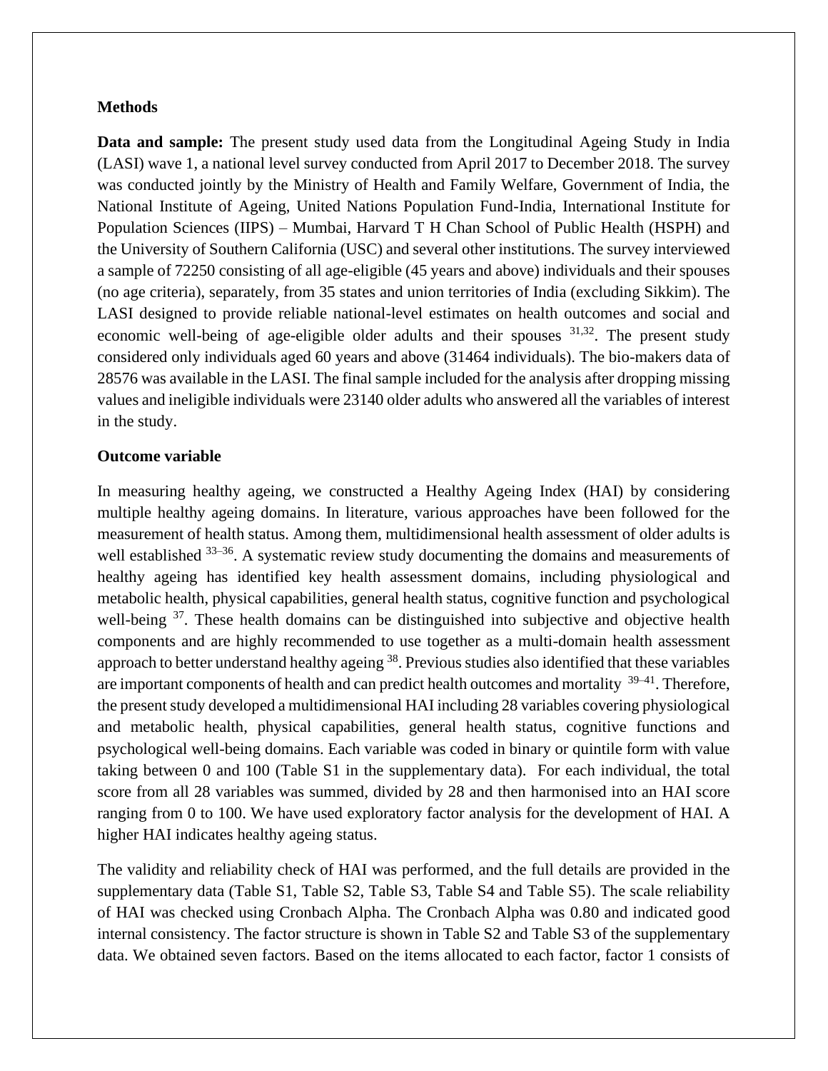**Methods**

**Data and sample:** The present study used data from the Longitudinal Ageing Study in India (LASI) wave 1, a national level survey conducted from April 2017 to December 2018. The survey was conducted jointly by the Ministry of Health and Family Welfare, Government of India, the National Institute of Ageing, United Nations Population Fund-India, International Institute for Population Sciences (IIPS) – Mumbai, Harvard T H Chan School of Public Health (HSPH) and the University of Southern California (USC) and several other institutions. The survey interviewed a sample of 72250 consisting of all age-eligible (45 years and above) individuals and their spouses (no age criteria), separately, from 35 states and union territories of India (excluding Sikkim). The LASI designed to provide reliable national-level estimates on health outcomes and social and economic well-being of age-eligible older adults and their spouses [31,32]. The present study considered only individuals aged 60 years and above (31464 individuals). The bio-makers data of 28576 was available in the LASI. The final sample included for the analysis after dropping missing values and ineligible individuals were 23140 older adults who answered all the variables of interest in the study.

**Outcome variable**

In measuring healthy ageing, we constructed a Healthy Ageing Index (HAI) by considering multiple healthy ageing domains. In literature, various approaches have been followed for the measurement of health status. Among them, multidimensional health assessment of older adults is well established [33–36]. A systematic review study documenting the domains and measurements of healthy ageing has identified key health assessment domains, including physiological and metabolic health, physical capabilities, general health status, cognitive function and psychological well-being [37]. These health domains can be distinguished into subjective and objective health components and are highly recommended to use together as a multi-domain health assessment approach to better understand healthy ageing [38]. Previous studies also identified that these variables are important components of health and can predict health outcomes and mortality [39–41]. Therefore, the present study developed a multidimensional HAI including 28 variables covering physiological and metabolic health, physical capabilities, general health status, cognitive functions and psychological well-being domains. Each variable was coded in binary or quintile form with value taking between 0 and 100 (Table S1 in the supplementary data). For each individual, the total score from all 28 variables was summed, divided by 28 and then harmonised into an HAI score ranging from 0 to 100. We have used exploratory factor analysis for the development of HAI. A higher HAI indicates healthy ageing status.

The validity and reliability check of HAI was performed, and the full details are provided in the supplementary data (Table S1, Table S2, Table S3, Table S4 and Table S5). The scale reliability of HAI was checked using Cronbach Alpha. The Cronbach Alpha was 0.80 and indicated good internal consistency. The factor structure is shown in Table S2 and Table S3 of the supplementary data. We obtained seven factors. Based on the items allocated to each factor, factor 1 consists of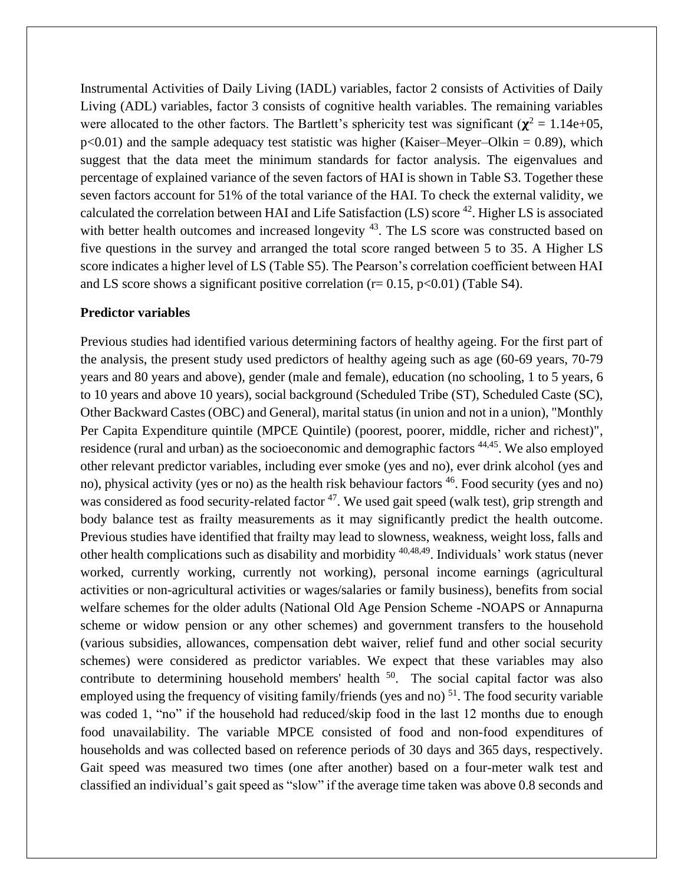Instrumental Activities of Daily Living (IADL) variables, factor 2 consists of Activities of Daily Living (ADL) variables, factor 3 consists of cognitive health variables. The remaining variables were allocated to the other factors. The Bartlett's sphericity test was significant ($\chi^2 = 1.14e+05$, $p<0.01$) and the sample adequacy test statistic was higher (Kaiser–Meyer–Olkin = 0.89), which suggest that the data meet the minimum standards for factor analysis. The eigenvalues and percentage of explained variance of the seven factors of HAI is shown in Table S3. Together these seven factors account for 51% of the total variance of the HAI. To check the external validity, we calculated the correlation between HAI and Life Satisfaction (LS) score [42]. Higher LS is associated with better health outcomes and increased longevity [43]. The LS score was constructed based on five questions in the survey and arranged the total score ranged between 5 to 35. A Higher LS score indicates a higher level of LS (Table S5). The Pearson's correlation coefficient between HAI and LS score shows a significant positive correlation ($r= 0.15$, $p<0.01$) (Table S4).

**Predictor variables**

Previous studies had identified various determining factors of healthy ageing. For the first part of the analysis, the present study used predictors of healthy ageing such as age (60-69 years, 70-79 years and 80 years and above), gender (male and female), education (no schooling, 1 to 5 years, 6 to 10 years and above 10 years), social background (Scheduled Tribe (ST), Scheduled Caste (SC), Other Backward Castes (OBC) and General), marital status (in union and not in a union), "Monthly Per Capita Expenditure quintile (MPCE Quintile) (poorest, poorer, middle, richer and richest)", residence (rural and urban) as the socioeconomic and demographic factors [44,45]. We also employed other relevant predictor variables, including ever smoke (yes and no), ever drink alcohol (yes and no), physical activity (yes or no) as the health risk behaviour factors [46]. Food security (yes and no) was considered as food security-related factor [47]. We used gait speed (walk test), grip strength and body balance test as frailty measurements as it may significantly predict the health outcome. Previous studies have identified that frailty may lead to slowness, weakness, weight loss, falls and other health complications such as disability and morbidity [40,48,49]. Individuals' work status (never worked, currently working, currently not working), personal income earnings (agricultural activities or non-agricultural activities or wages/salaries or family business), benefits from social welfare schemes for the older adults (National Old Age Pension Scheme -NOAPS or Annapurna scheme or widow pension or any other schemes) and government transfers to the household (various subsidies, allowances, compensation debt waiver, relief fund and other social security schemes) were considered as predictor variables. We expect that these variables may also contribute to determining household members' health [50]. The social capital factor was also employed using the frequency of visiting family/friends (yes and no) [51]. The food security variable was coded 1, "no" if the household had reduced/skip food in the last 12 months due to enough food unavailability. The variable MPCE consisted of food and non-food expenditures of households and was collected based on reference periods of 30 days and 365 days, respectively. Gait speed was measured two times (one after another) based on a four-meter walk test and classified an individual's gait speed as "slow" if the average time taken was above 0.8 seconds and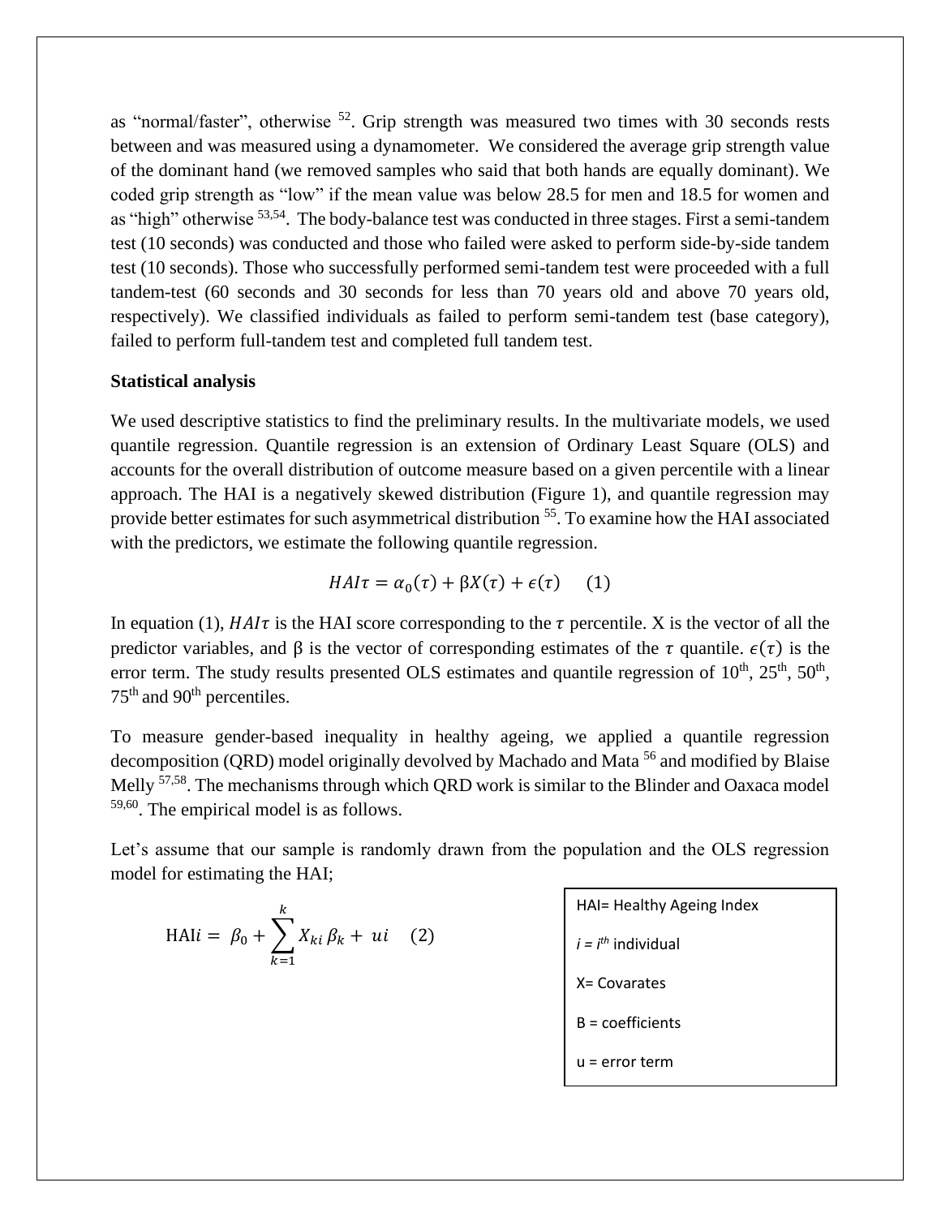as "normal/faster", otherwise [52]. Grip strength was measured two times with 30 seconds rests between and was measured using a dynamometer. We considered the average grip strength value of the dominant hand (we removed samples who said that both hands are equally dominant). We coded grip strength as "low" if the mean value was below 28.5 for men and 18.5 for women and as "high" otherwise [53,54]. The body-balance test was conducted in three stages. First a semi-tandem test (10 seconds) was conducted and those who failed were asked to perform side-by-side tandem test (10 seconds). Those who successfully performed semi-tandem test were proceeded with a full tandem-test (60 seconds and 30 seconds for less than 70 years old and above 70 years old, respectively). We classified individuals as failed to perform semi-tandem test (base category), failed to perform full-tandem test and completed full tandem test.

**Statistical analysis**

We used descriptive statistics to find the preliminary results. In the multivariate models, we used quantile regression. Quantile regression is an extension of Ordinary Least Square (OLS) and accounts for the overall distribution of outcome measure based on a given percentile with a linear approach. The HAI is a negatively skewed distribution (Figure 1), and quantile regression may provide better estimates for such asymmetrical distribution [55]. To examine how the HAI associated with the predictors, we estimate the following quantile regression.

$$HAI\tau = \alpha_0(\tau) + \beta X(\tau) + \epsilon(\tau) \quad (1)$$

In equation (1), $HAI\tau$ is the HAI score corresponding to the $\tau$ percentile. X is the vector of all the predictor variables, and β is the vector of corresponding estimates of the $\tau$ quantile. $\epsilon(\tau)$ is the error term. The study results presented OLS estimates and quantile regression of 10th, 25th, 50th, 75th and 90th percentiles.

To measure gender-based inequality in healthy ageing, we applied a quantile regression decomposition (QRD) model originally devolved by Machado and Mata [56] and modified by Blaise Melly [57,58]. The mechanisms through which QRD work is similar to the Blinder and Oaxaca model [59,60]. The empirical model is as follows.

Let's assume that our sample is randomly drawn from the population and the OLS regression model for estimating the HAI;

$$\text{HAI}i = \beta_0 + \sum_{k=1}^{k} X_{ki}\,\beta_k + ui \quad (2)$$

HAI= Healthy Ageing Index

*i* = *i*th individual

X= Covarates

B = coefficients

u = error term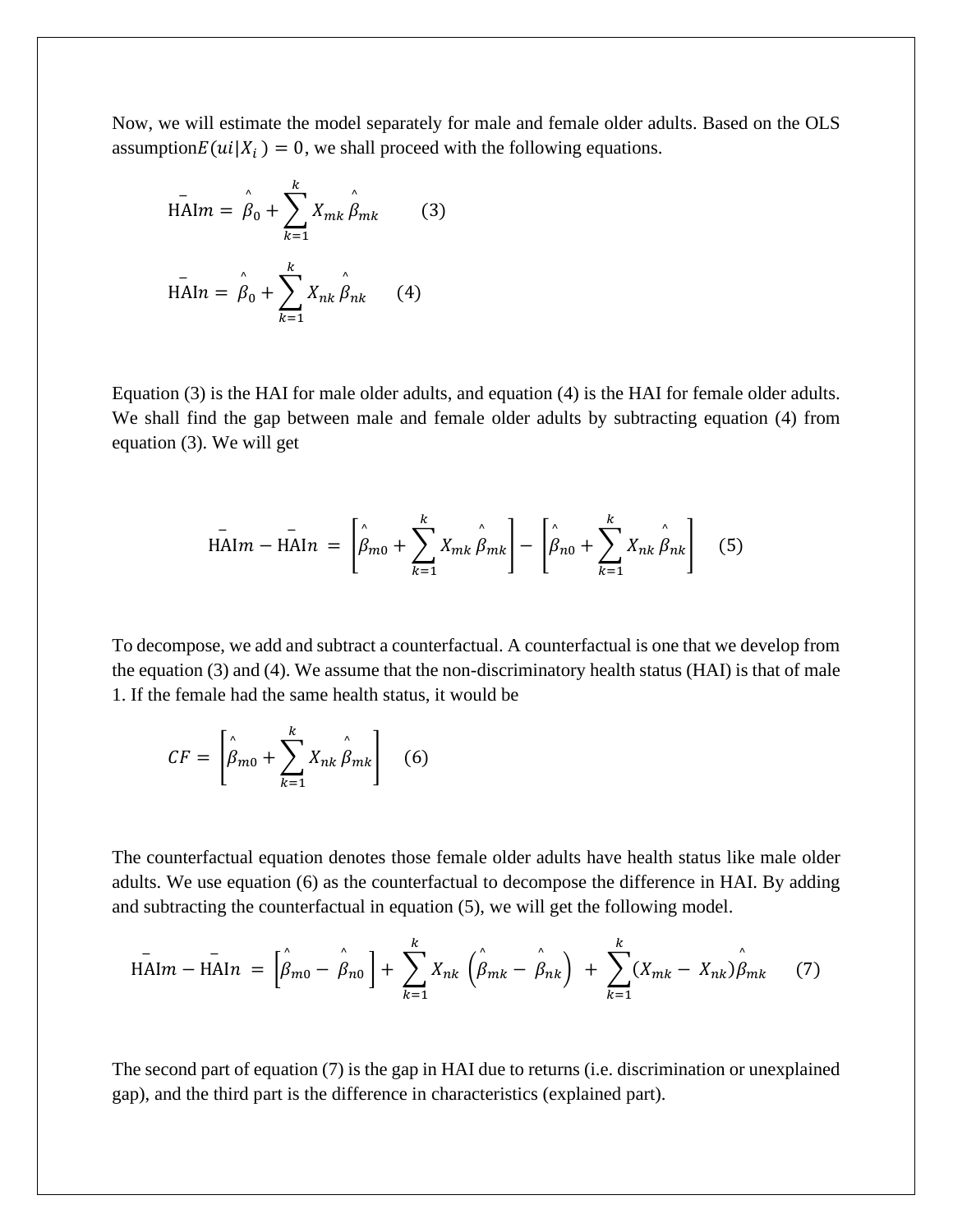Now, we will estimate the model separately for male and female older adults. Based on the OLS assumption$E(ui|X_i) = 0$, we shall proceed with the following equations.

$$\bar{\text{HAI}}m = \hat{\beta}_0 + \sum_{k=1}^{k} X_{mk} \hat{\beta}_{mk} \qquad (3)$$

$$\bar{\text{HAI}}n = \hat{\beta}_0 + \sum_{k=1}^{k} X_{nk} \hat{\beta}_{nk} \qquad (4)$$

Equation (3) is the HAI for male older adults, and equation (4) is the HAI for female older adults. We shall find the gap between male and female older adults by subtracting equation (4) from equation (3). We will get

$$\bar{\text{HAI}}m - \bar{\text{HAI}}n = \left[\hat{\beta}_{m0} + \sum_{k=1}^{k} X_{mk} \hat{\beta}_{mk}\right] - \left[\hat{\beta}_{n0} + \sum_{k=1}^{k} X_{nk} \hat{\beta}_{nk}\right] \qquad (5)$$

To decompose, we add and subtract a counterfactual. A counterfactual is one that we develop from the equation (3) and (4). We assume that the non-discriminatory health status (HAI) is that of male 1. If the female had the same health status, it would be

$$CF = \left[\hat{\beta}_{m0} + \sum_{k=1}^{k} X_{nk} \hat{\beta}_{mk}\right] \qquad (6)$$

The counterfactual equation denotes those female older adults have health status like male older adults. We use equation (6) as the counterfactual to decompose the difference in HAI. By adding and subtracting the counterfactual in equation (5), we will get the following model.

$$\bar{\text{HAI}}m - \bar{\text{HAI}}n = \left[\hat{\beta}_{m0} - \hat{\beta}_{n0}\right] + \sum_{k=1}^{k} X_{nk} \left(\hat{\beta}_{mk} - \hat{\beta}_{nk}\right) + \sum_{k=1}^{k} (X_{mk} - X_{nk})\hat{\beta}_{mk} \qquad (7)$$

The second part of equation (7) is the gap in HAI due to returns (i.e. discrimination or unexplained gap), and the third part is the difference in characteristics (explained part).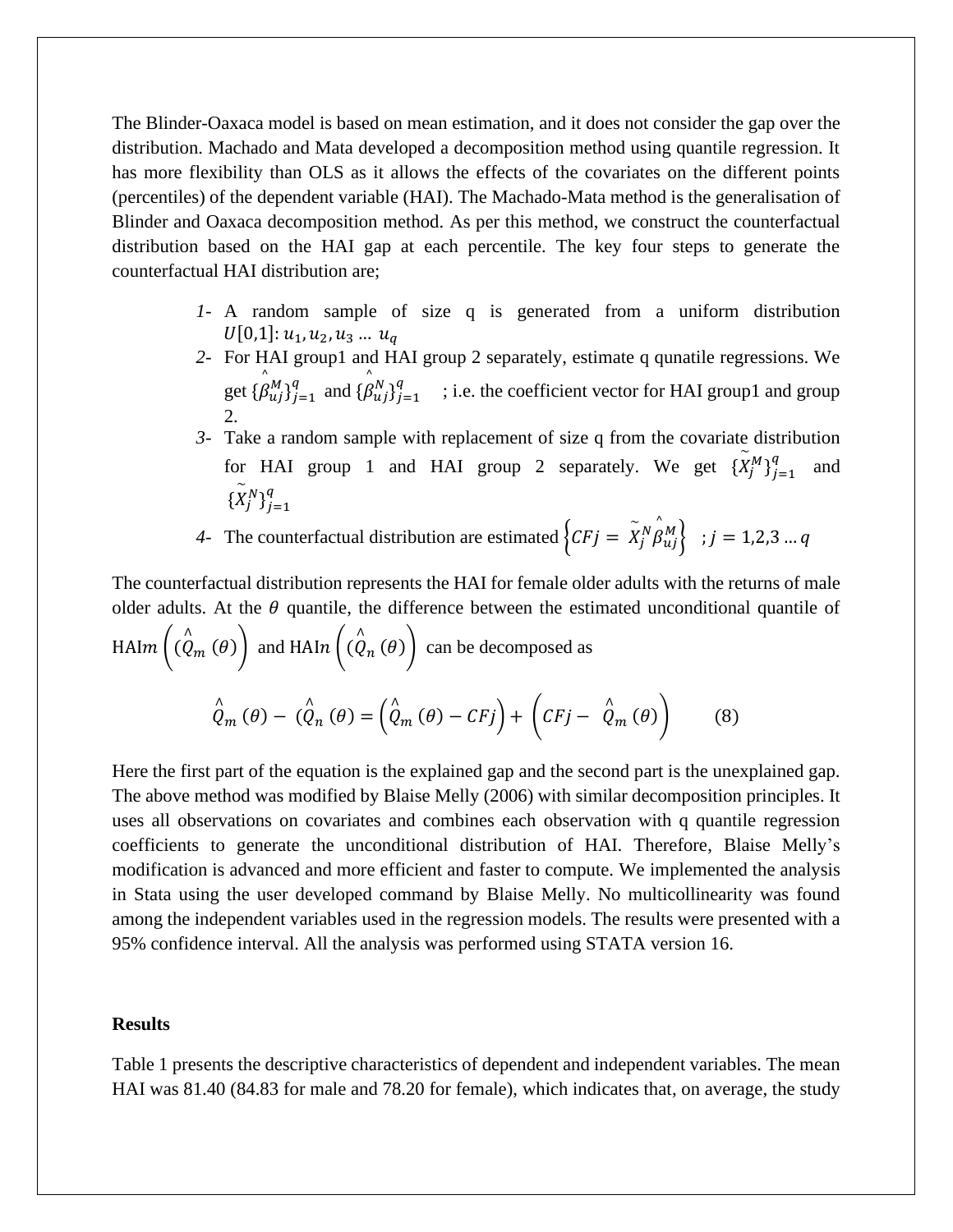The Blinder-Oaxaca model is based on mean estimation, and it does not consider the gap over the distribution. Machado and Mata developed a decomposition method using quantile regression. It has more flexibility than OLS as it allows the effects of the covariates on the different points (percentiles) of the dependent variable (HAI). The Machado-Mata method is the generalisation of Blinder and Oaxaca decomposition method. As per this method, we construct the counterfactual distribution based on the HAI gap at each percentile. The key four steps to generate the counterfactual HAI distribution are;

1- A random sample of size q is generated from a uniform distribution $U[0,1]$: $u_1, u_2, u_3 \ldots\ u_q$

2- For HAI group1 and HAI group 2 separately, estimate q qunatile regressions. We get $\{\hat{\beta}_{uj}^{M}\}_{j=1}^{q}$ and $\{\hat{\beta}_{uj}^{N}\}_{j=1}^{q}$ ; i.e. the coefficient vector for HAI group1 and group 2.

3- Take a random sample with replacement of size q from the covariate distribution for HAI group 1 and HAI group 2 separately. We get $\{\tilde{X}_{j}^{M}\}_{j=1}^{q}$ and $\{\tilde{X}_{j}^{N}\}_{j=1}^{q}$

4- The counterfactual distribution are estimated $\left\{CFj = \tilde{X}_{j}^{N}\hat{\beta}_{uj}^{M}\right\}$ ; $j = 1,2,3 \ldots q$

The counterfactual distribution represents the HAI for female older adults with the returns of male older adults. At the $\theta$ quantile, the difference between the estimated unconditional quantile of HAI$m$ $\left((\hat{Q}_m(\theta)\right)$ and HAI$n$ $\left((\hat{Q}_n(\theta)\right)$ can be decomposed as

$$\hat{Q}_m(\theta) - (\hat{Q}_n(\theta) = \left(\hat{Q}_m(\theta) - CFj\right) + \left(CFj - \hat{Q}_m(\theta)\right) \qquad (8)$$

Here the first part of the equation is the explained gap and the second part is the unexplained gap. The above method was modified by Blaise Melly (2006) with similar decomposition principles. It uses all observations on covariates and combines each observation with q quantile regression coefficients to generate the unconditional distribution of HAI. Therefore, Blaise Melly's modification is advanced and more efficient and faster to compute. We implemented the analysis in Stata using the user developed command by Blaise Melly. No multicollinearity was found among the independent variables used in the regression models. The results were presented with a 95% confidence interval. All the analysis was performed using STATA version 16.

**Results**

Table 1 presents the descriptive characteristics of dependent and independent variables. The mean HAI was 81.40 (84.83 for male and 78.20 for female), which indicates that, on average, the study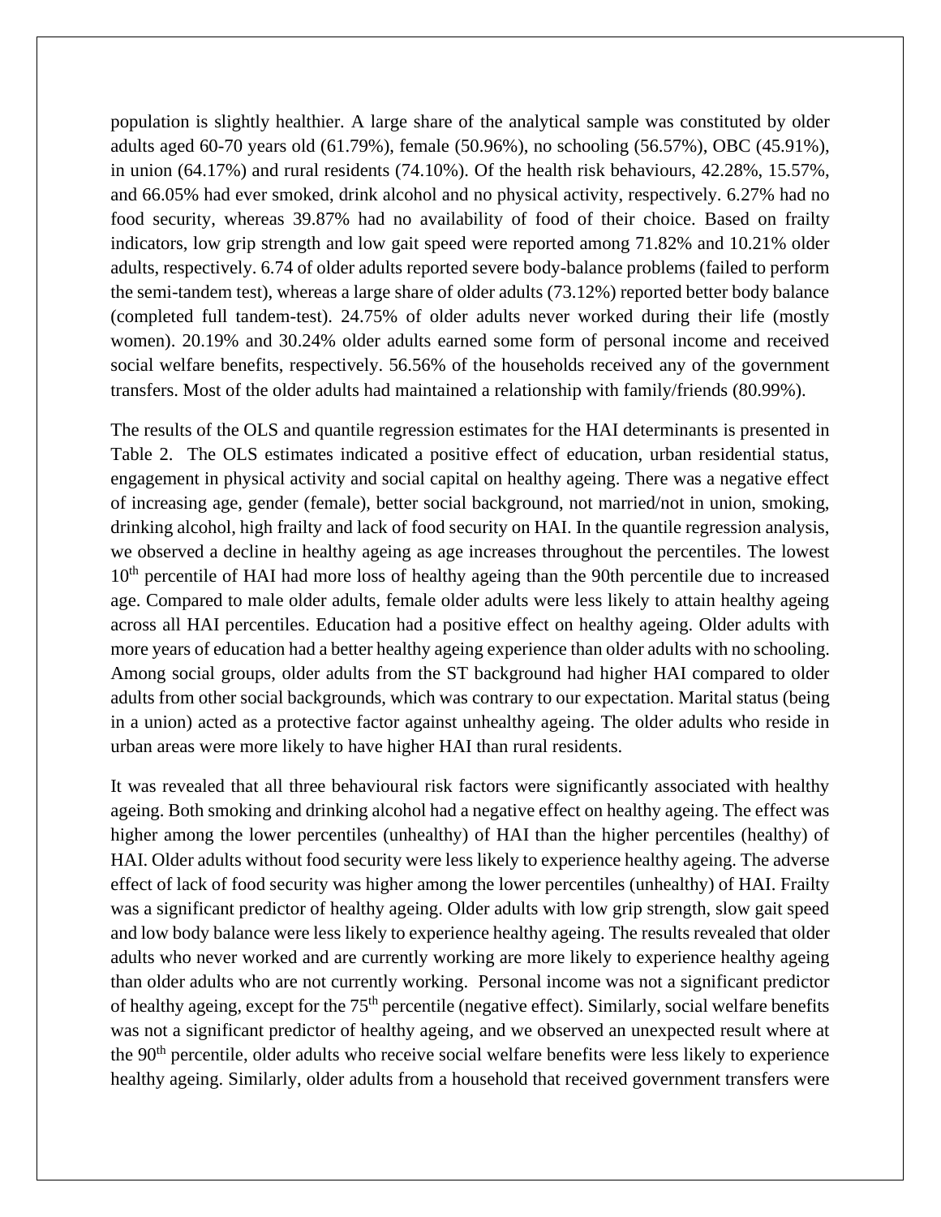population is slightly healthier. A large share of the analytical sample was constituted by older adults aged 60-70 years old (61.79%), female (50.96%), no schooling (56.57%), OBC (45.91%), in union (64.17%) and rural residents (74.10%). Of the health risk behaviours, 42.28%, 15.57%, and 66.05% had ever smoked, drink alcohol and no physical activity, respectively. 6.27% had no food security, whereas 39.87% had no availability of food of their choice. Based on frailty indicators, low grip strength and low gait speed were reported among 71.82% and 10.21% older adults, respectively. 6.74 of older adults reported severe body-balance problems (failed to perform the semi-tandem test), whereas a large share of older adults (73.12%) reported better body balance (completed full tandem-test). 24.75% of older adults never worked during their life (mostly women). 20.19% and 30.24% older adults earned some form of personal income and received social welfare benefits, respectively. 56.56% of the households received any of the government transfers. Most of the older adults had maintained a relationship with family/friends (80.99%).

The results of the OLS and quantile regression estimates for the HAI determinants is presented in Table 2. The OLS estimates indicated a positive effect of education, urban residential status, engagement in physical activity and social capital on healthy ageing. There was a negative effect of increasing age, gender (female), better social background, not married/not in union, smoking, drinking alcohol, high frailty and lack of food security on HAI. In the quantile regression analysis, we observed a decline in healthy ageing as age increases throughout the percentiles. The lowest 10th percentile of HAI had more loss of healthy ageing than the 90th percentile due to increased age. Compared to male older adults, female older adults were less likely to attain healthy ageing across all HAI percentiles. Education had a positive effect on healthy ageing. Older adults with more years of education had a better healthy ageing experience than older adults with no schooling. Among social groups, older adults from the ST background had higher HAI compared to older adults from other social backgrounds, which was contrary to our expectation. Marital status (being in a union) acted as a protective factor against unhealthy ageing. The older adults who reside in urban areas were more likely to have higher HAI than rural residents.

It was revealed that all three behavioural risk factors were significantly associated with healthy ageing. Both smoking and drinking alcohol had a negative effect on healthy ageing. The effect was higher among the lower percentiles (unhealthy) of HAI than the higher percentiles (healthy) of HAI. Older adults without food security were less likely to experience healthy ageing. The adverse effect of lack of food security was higher among the lower percentiles (unhealthy) of HAI. Frailty was a significant predictor of healthy ageing. Older adults with low grip strength, slow gait speed and low body balance were less likely to experience healthy ageing. The results revealed that older adults who never worked and are currently working are more likely to experience healthy ageing than older adults who are not currently working. Personal income was not a significant predictor of healthy ageing, except for the 75th percentile (negative effect). Similarly, social welfare benefits was not a significant predictor of healthy ageing, and we observed an unexpected result where at the 90th percentile, older adults who receive social welfare benefits were less likely to experience healthy ageing. Similarly, older adults from a household that received government transfers were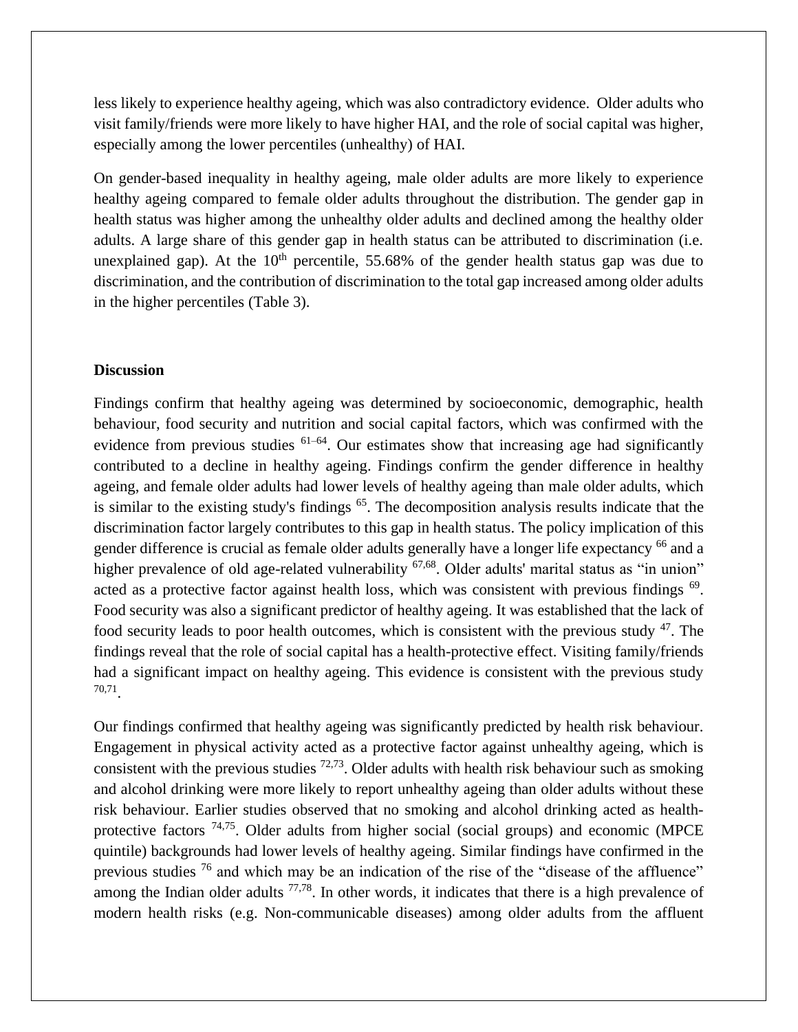less likely to experience healthy ageing, which was also contradictory evidence. Older adults who visit family/friends were more likely to have higher HAI, and the role of social capital was higher, especially among the lower percentiles (unhealthy) of HAI.

On gender-based inequality in healthy ageing, male older adults are more likely to experience healthy ageing compared to female older adults throughout the distribution. The gender gap in health status was higher among the unhealthy older adults and declined among the healthy older adults. A large share of this gender gap in health status can be attributed to discrimination (i.e. unexplained gap). At the $10^{th}$ percentile, 55.68% of the gender health status gap was due to discrimination, and the contribution of discrimination to the total gap increased among older adults in the higher percentiles (Table 3).

**Discussion**

Findings confirm that healthy ageing was determined by socioeconomic, demographic, health behaviour, food security and nutrition and social capital factors, which was confirmed with the evidence from previous studies [61–64]. Our estimates show that increasing age had significantly contributed to a decline in healthy ageing. Findings confirm the gender difference in healthy ageing, and female older adults had lower levels of healthy ageing than male older adults, which is similar to the existing study's findings [65]. The decomposition analysis results indicate that the discrimination factor largely contributes to this gap in health status. The policy implication of this gender difference is crucial as female older adults generally have a longer life expectancy [66] and a higher prevalence of old age-related vulnerability [67,68]. Older adults' marital status as "in union" acted as a protective factor against health loss, which was consistent with previous findings [69]. Food security was also a significant predictor of healthy ageing. It was established that the lack of food security leads to poor health outcomes, which is consistent with the previous study [47]. The findings reveal that the role of social capital has a health-protective effect. Visiting family/friends had a significant impact on healthy ageing. This evidence is consistent with the previous study [70,71].

Our findings confirmed that healthy ageing was significantly predicted by health risk behaviour. Engagement in physical activity acted as a protective factor against unhealthy ageing, which is consistent with the previous studies [72,73]. Older adults with health risk behaviour such as smoking and alcohol drinking were more likely to report unhealthy ageing than older adults without these risk behaviour. Earlier studies observed that no smoking and alcohol drinking acted as health-protective factors [74,75]. Older adults from higher social (social groups) and economic (MPCE quintile) backgrounds had lower levels of healthy ageing. Similar findings have confirmed in the previous studies [76] and which may be an indication of the rise of the "disease of the affluence" among the Indian older adults [77,78]. In other words, it indicates that there is a high prevalence of modern health risks (e.g. Non-communicable diseases) among older adults from the affluent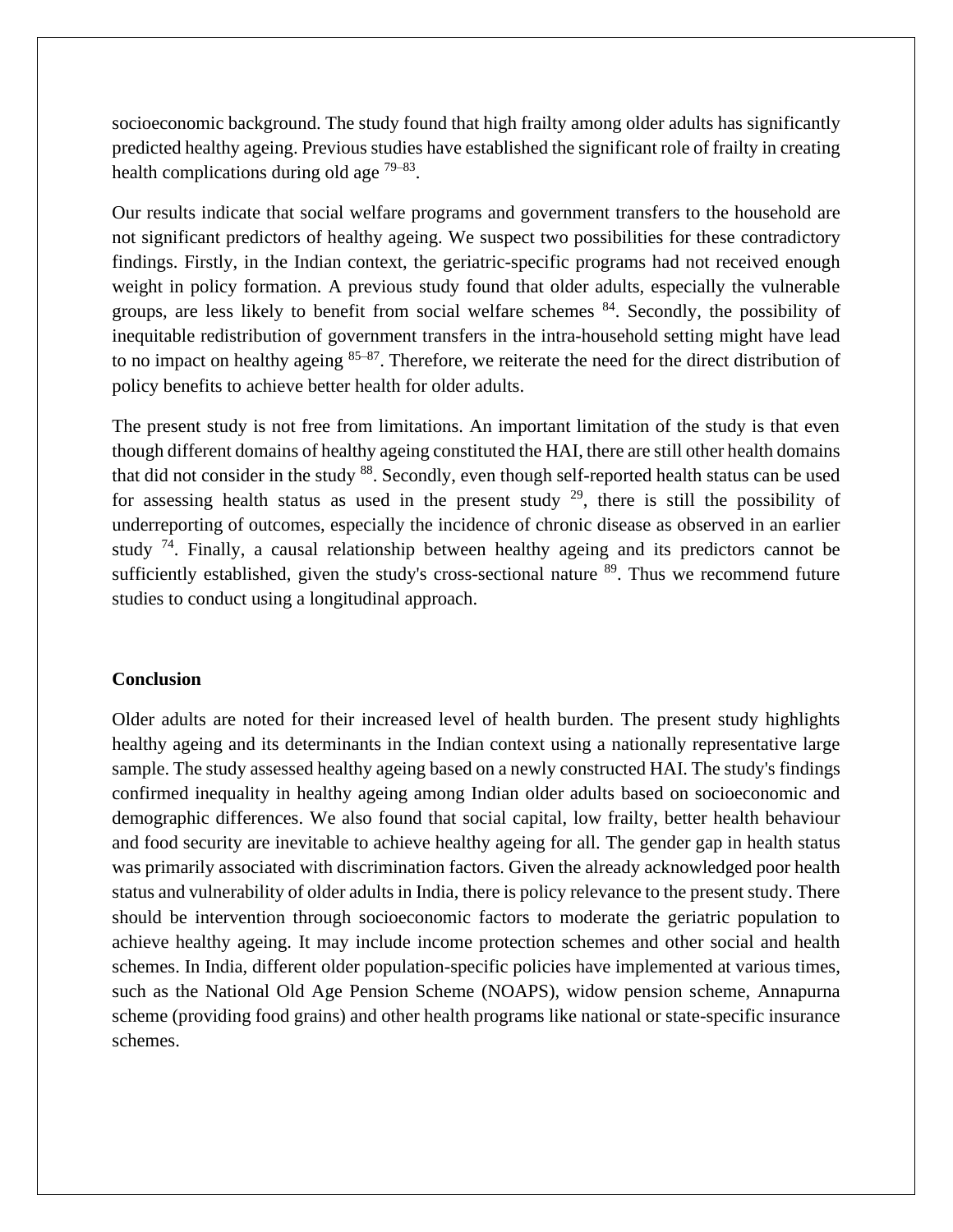socioeconomic background. The study found that high frailty among older adults has significantly predicted healthy ageing. Previous studies have established the significant role of frailty in creating health complications during old age [79–83].

Our results indicate that social welfare programs and government transfers to the household are not significant predictors of healthy ageing. We suspect two possibilities for these contradictory findings. Firstly, in the Indian context, the geriatric-specific programs had not received enough weight in policy formation. A previous study found that older adults, especially the vulnerable groups, are less likely to benefit from social welfare schemes [84]. Secondly, the possibility of inequitable redistribution of government transfers in the intra-household setting might have lead to no impact on healthy ageing [85–87]. Therefore, we reiterate the need for the direct distribution of policy benefits to achieve better health for older adults.

The present study is not free from limitations. An important limitation of the study is that even though different domains of healthy ageing constituted the HAI, there are still other health domains that did not consider in the study [88]. Secondly, even though self-reported health status can be used for assessing health status as used in the present study [29], there is still the possibility of underreporting of outcomes, especially the incidence of chronic disease as observed in an earlier study [74]. Finally, a causal relationship between healthy ageing and its predictors cannot be sufficiently established, given the study's cross-sectional nature [89]. Thus we recommend future studies to conduct using a longitudinal approach.

**Conclusion**

Older adults are noted for their increased level of health burden. The present study highlights healthy ageing and its determinants in the Indian context using a nationally representative large sample. The study assessed healthy ageing based on a newly constructed HAI. The study's findings confirmed inequality in healthy ageing among Indian older adults based on socioeconomic and demographic differences. We also found that social capital, low frailty, better health behaviour and food security are inevitable to achieve healthy ageing for all. The gender gap in health status was primarily associated with discrimination factors. Given the already acknowledged poor health status and vulnerability of older adults in India, there is policy relevance to the present study. There should be intervention through socioeconomic factors to moderate the geriatric population to achieve healthy ageing. It may include income protection schemes and other social and health schemes. In India, different older population-specific policies have implemented at various times, such as the National Old Age Pension Scheme (NOAPS), widow pension scheme, Annapurna scheme (providing food grains) and other health programs like national or state-specific insurance schemes.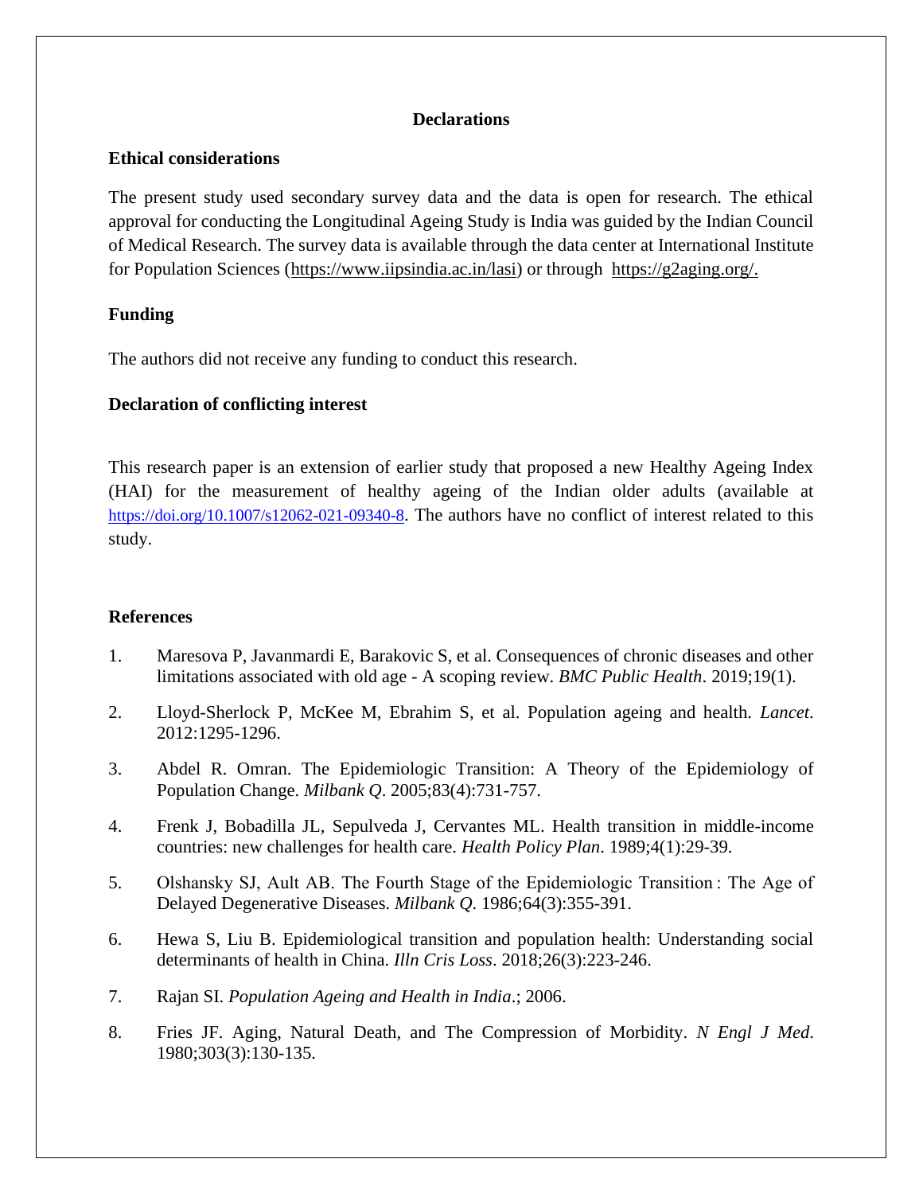## Declarations

### Ethical considerations

The present study used secondary survey data and the data is open for research. The ethical approval for conducting the Longitudinal Ageing Study is India was guided by the Indian Council of Medical Research. The survey data is available through the data center at International Institute for Population Sciences (https://www.iipsindia.ac.in/lasi) or through https://g2aging.org/.

### Funding

The authors did not receive any funding to conduct this research.

### Declaration of conflicting interest

This research paper is an extension of earlier study that proposed a new Healthy Ageing Index (HAI) for the measurement of healthy ageing of the Indian older adults (available at https://doi.org/10.1007/s12062-021-09340-8. The authors have no conflict of interest related to this study.

### References

1. Maresova P, Javanmardi E, Barakovic S, et al. Consequences of chronic diseases and other limitations associated with old age - A scoping review. *BMC Public Health*. 2019;19(1).
2. Lloyd-Sherlock P, McKee M, Ebrahim S, et al. Population ageing and health. *Lancet*. 2012:1295-1296.
3. Abdel R. Omran. The Epidemiologic Transition: A Theory of the Epidemiology of Population Change. *Milbank Q*. 2005;83(4):731-757.
4. Frenk J, Bobadilla JL, Sepulveda J, Cervantes ML. Health transition in middle-income countries: new challenges for health care. *Health Policy Plan*. 1989;4(1):29-39.
5. Olshansky SJ, Ault AB. The Fourth Stage of the Epidemiologic Transition : The Age of Delayed Degenerative Diseases. *Milbank Q*. 1986;64(3):355-391.
6. Hewa S, Liu B. Epidemiological transition and population health: Understanding social determinants of health in China. *Illn Cris Loss*. 2018;26(3):223-246.
7. Rajan SI. *Population Ageing and Health in India*.; 2006.
8. Fries JF. Aging, Natural Death, and The Compression of Morbidity. *N Engl J Med*. 1980;303(3):130-135.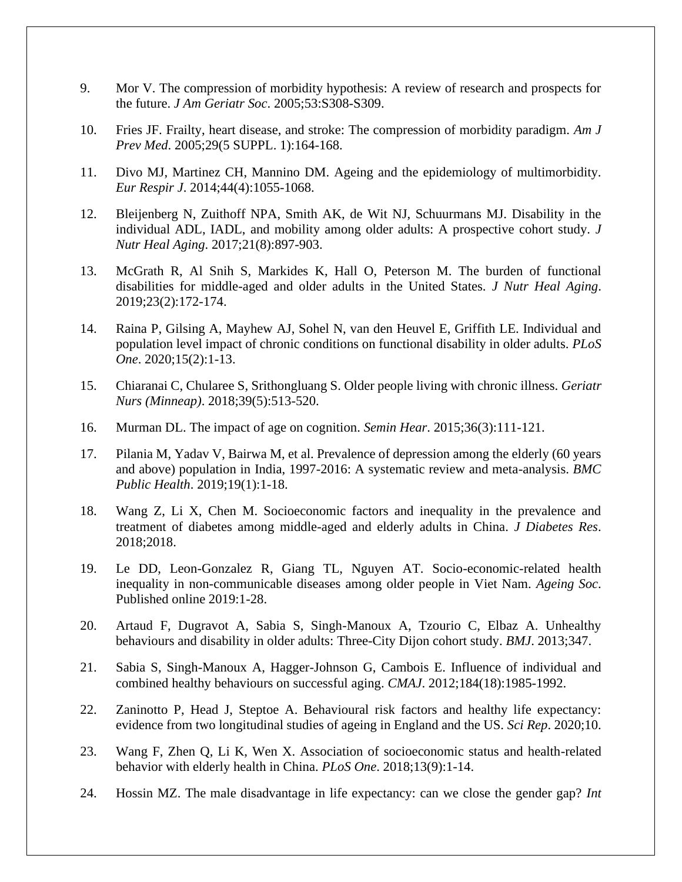9. Mor V. The compression of morbidity hypothesis: A review of research and prospects for the future. *J Am Geriatr Soc*. 2005;53:S308-S309.

10. Fries JF. Frailty, heart disease, and stroke: The compression of morbidity paradigm. *Am J Prev Med*. 2005;29(5 SUPPL. 1):164-168.

11. Divo MJ, Martinez CH, Mannino DM. Ageing and the epidemiology of multimorbidity. *Eur Respir J*. 2014;44(4):1055-1068.

12. Bleijenberg N, Zuithoff NPA, Smith AK, de Wit NJ, Schuurmans MJ. Disability in the individual ADL, IADL, and mobility among older adults: A prospective cohort study. *J Nutr Heal Aging*. 2017;21(8):897-903.

13. McGrath R, Al Snih S, Markides K, Hall O, Peterson M. The burden of functional disabilities for middle-aged and older adults in the United States. *J Nutr Heal Aging*. 2019;23(2):172-174.

14. Raina P, Gilsing A, Mayhew AJ, Sohel N, van den Heuvel E, Griffith LE. Individual and population level impact of chronic conditions on functional disability in older adults. *PLoS One*. 2020;15(2):1-13.

15. Chiaranai C, Chularee S, Srithongluang S. Older people living with chronic illness. *Geriatr Nurs (Minneap)*. 2018;39(5):513-520.

16. Murman DL. The impact of age on cognition. *Semin Hear*. 2015;36(3):111-121.

17. Pilania M, Yadav V, Bairwa M, et al. Prevalence of depression among the elderly (60 years and above) population in India, 1997-2016: A systematic review and meta-analysis. *BMC Public Health*. 2019;19(1):1-18.

18. Wang Z, Li X, Chen M. Socioeconomic factors and inequality in the prevalence and treatment of diabetes among middle-aged and elderly adults in China. *J Diabetes Res*. 2018;2018.

19. Le DD, Leon-Gonzalez R, Giang TL, Nguyen AT. Socio-economic-related health inequality in non-communicable diseases among older people in Viet Nam. *Ageing Soc*. Published online 2019:1-28.

20. Artaud F, Dugravot A, Sabia S, Singh-Manoux A, Tzourio C, Elbaz A. Unhealthy behaviours and disability in older adults: Three-City Dijon cohort study. *BMJ*. 2013;347.

21. Sabia S, Singh-Manoux A, Hagger-Johnson G, Cambois E. Influence of individual and combined healthy behaviours on successful aging. *CMAJ*. 2012;184(18):1985-1992.

22. Zaninotto P, Head J, Steptoe A. Behavioural risk factors and healthy life expectancy: evidence from two longitudinal studies of ageing in England and the US. *Sci Rep*. 2020;10.

23. Wang F, Zhen Q, Li K, Wen X. Association of socioeconomic status and health-related behavior with elderly health in China. *PLoS One*. 2018;13(9):1-14.

24. Hossin MZ. The male disadvantage in life expectancy: can we close the gender gap? *Int*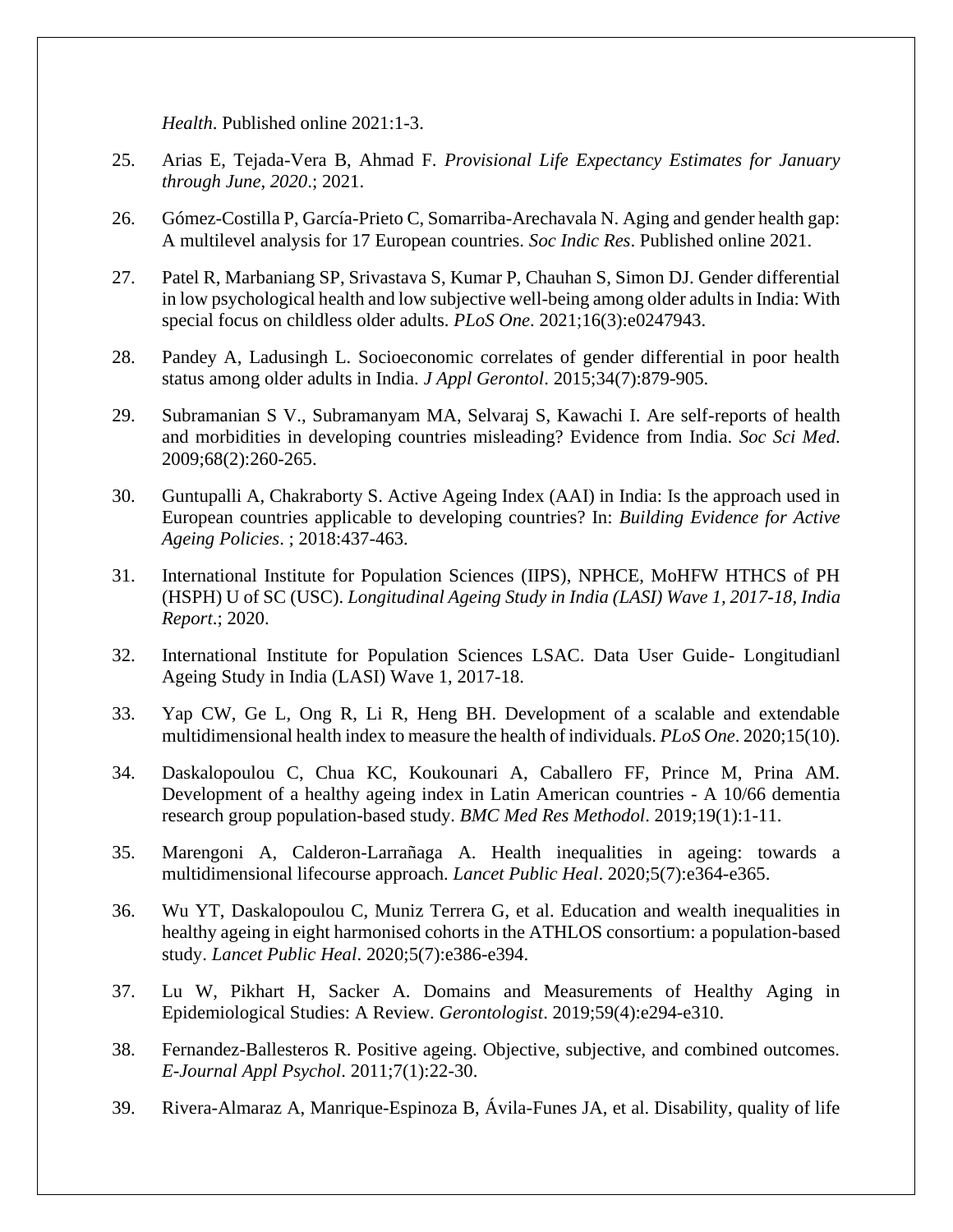*Health*. Published online 2021:1-3.

25. Arias E, Tejada-Vera B, Ahmad F. *Provisional Life Expectancy Estimates for January through June, 2020*.; 2021.

26. Gómez-Costilla P, García-Prieto C, Somarriba-Arechavala N. Aging and gender health gap: A multilevel analysis for 17 European countries. *Soc Indic Res*. Published online 2021.

27. Patel R, Marbaniang SP, Srivastava S, Kumar P, Chauhan S, Simon DJ. Gender differential in low psychological health and low subjective well-being among older adults in India: With special focus on childless older adults. *PLoS One*. 2021;16(3):e0247943.

28. Pandey A, Ladusingh L. Socioeconomic correlates of gender differential in poor health status among older adults in India. *J Appl Gerontol*. 2015;34(7):879-905.

29. Subramanian S V., Subramanyam MA, Selvaraj S, Kawachi I. Are self-reports of health and morbidities in developing countries misleading? Evidence from India. *Soc Sci Med*. 2009;68(2):260-265.

30. Guntupalli A, Chakraborty S. Active Ageing Index (AAI) in India: Is the approach used in European countries applicable to developing countries? In: *Building Evidence for Active Ageing Policies*. ; 2018:437-463.

31. International Institute for Population Sciences (IIPS), NPHCE, MoHFW HTHCS of PH (HSPH) U of SC (USC). *Longitudinal Ageing Study in India (LASI) Wave 1, 2017-18, India Report*.; 2020.

32. International Institute for Population Sciences LSAC. Data User Guide- Longitudianl Ageing Study in India (LASI) Wave 1, 2017-18.

33. Yap CW, Ge L, Ong R, Li R, Heng BH. Development of a scalable and extendable multidimensional health index to measure the health of individuals. *PLoS One*. 2020;15(10).

34. Daskalopoulou C, Chua KC, Koukounari A, Caballero FF, Prince M, Prina AM. Development of a healthy ageing index in Latin American countries - A 10/66 dementia research group population-based study. *BMC Med Res Methodol*. 2019;19(1):1-11.

35. Marengoni A, Calderon-Larrañaga A. Health inequalities in ageing: towards a multidimensional lifecourse approach. *Lancet Public Heal*. 2020;5(7):e364-e365.

36. Wu YT, Daskalopoulou C, Muniz Terrera G, et al. Education and wealth inequalities in healthy ageing in eight harmonised cohorts in the ATHLOS consortium: a population-based study. *Lancet Public Heal*. 2020;5(7):e386-e394.

37. Lu W, Pikhart H, Sacker A. Domains and Measurements of Healthy Aging in Epidemiological Studies: A Review. *Gerontologist*. 2019;59(4):e294-e310.

38. Fernandez-Ballesteros R. Positive ageing. Objective, subjective, and combined outcomes. *E-Journal Appl Psychol*. 2011;7(1):22-30.

39. Rivera-Almaraz A, Manrique-Espinoza B, Ávila-Funes JA, et al. Disability, quality of life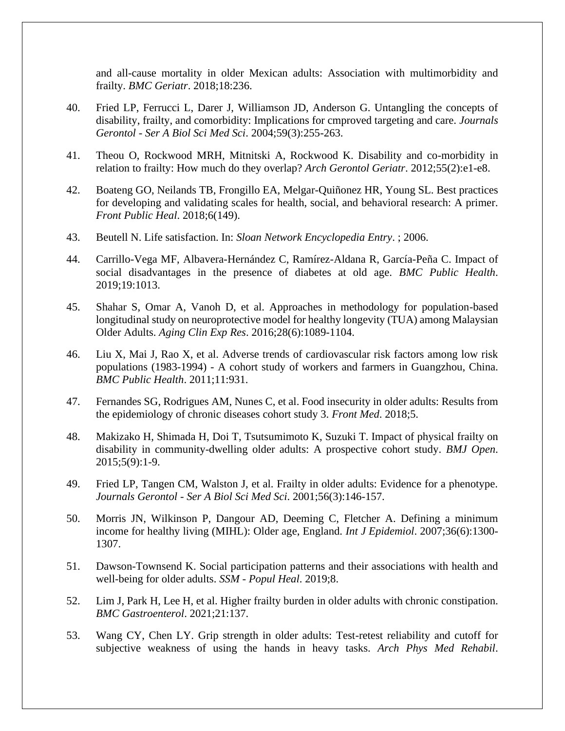and all-cause mortality in older Mexican adults: Association with multimorbidity and frailty. *BMC Geriatr*. 2018;18:236.

40. Fried LP, Ferrucci L, Darer J, Williamson JD, Anderson G. Untangling the concepts of disability, frailty, and comorbidity: Implications for cmproved targeting and care. *Journals Gerontol - Ser A Biol Sci Med Sci*. 2004;59(3):255-263.

41. Theou O, Rockwood MRH, Mitnitski A, Rockwood K. Disability and co-morbidity in relation to frailty: How much do they overlap? *Arch Gerontol Geriatr*. 2012;55(2):e1-e8.

42. Boateng GO, Neilands TB, Frongillo EA, Melgar-Quiñonez HR, Young SL. Best practices for developing and validating scales for health, social, and behavioral research: A primer. *Front Public Heal*. 2018;6(149).

43. Beutell N. Life satisfaction. In: *Sloan Network Encyclopedia Entry*. ; 2006.

44. Carrillo-Vega MF, Albavera-Hernández C, Ramírez-Aldana R, García-Peña C. Impact of social disadvantages in the presence of diabetes at old age. *BMC Public Health*. 2019;19:1013.

45. Shahar S, Omar A, Vanoh D, et al. Approaches in methodology for population-based longitudinal study on neuroprotective model for healthy longevity (TUA) among Malaysian Older Adults. *Aging Clin Exp Res*. 2016;28(6):1089-1104.

46. Liu X, Mai J, Rao X, et al. Adverse trends of cardiovascular risk factors among low risk populations (1983-1994) - A cohort study of workers and farmers in Guangzhou, China. *BMC Public Health*. 2011;11:931.

47. Fernandes SG, Rodrigues AM, Nunes C, et al. Food insecurity in older adults: Results from the epidemiology of chronic diseases cohort study 3. *Front Med*. 2018;5.

48. Makizako H, Shimada H, Doi T, Tsutsumimoto K, Suzuki T. Impact of physical frailty on disability in community-dwelling older adults: A prospective cohort study. *BMJ Open*. 2015;5(9):1-9.

49. Fried LP, Tangen CM, Walston J, et al. Frailty in older adults: Evidence for a phenotype. *Journals Gerontol - Ser A Biol Sci Med Sci*. 2001;56(3):146-157.

50. Morris JN, Wilkinson P, Dangour AD, Deeming C, Fletcher A. Defining a minimum income for healthy living (MIHL): Older age, England. *Int J Epidemiol*. 2007;36(6):1300-1307.

51. Dawson-Townsend K. Social participation patterns and their associations with health and well-being for older adults. *SSM - Popul Heal*. 2019;8.

52. Lim J, Park H, Lee H, et al. Higher frailty burden in older adults with chronic constipation. *BMC Gastroenterol*. 2021;21:137.

53. Wang CY, Chen LY. Grip strength in older adults: Test-retest reliability and cutoff for subjective weakness of using the hands in heavy tasks. *Arch Phys Med Rehabil*.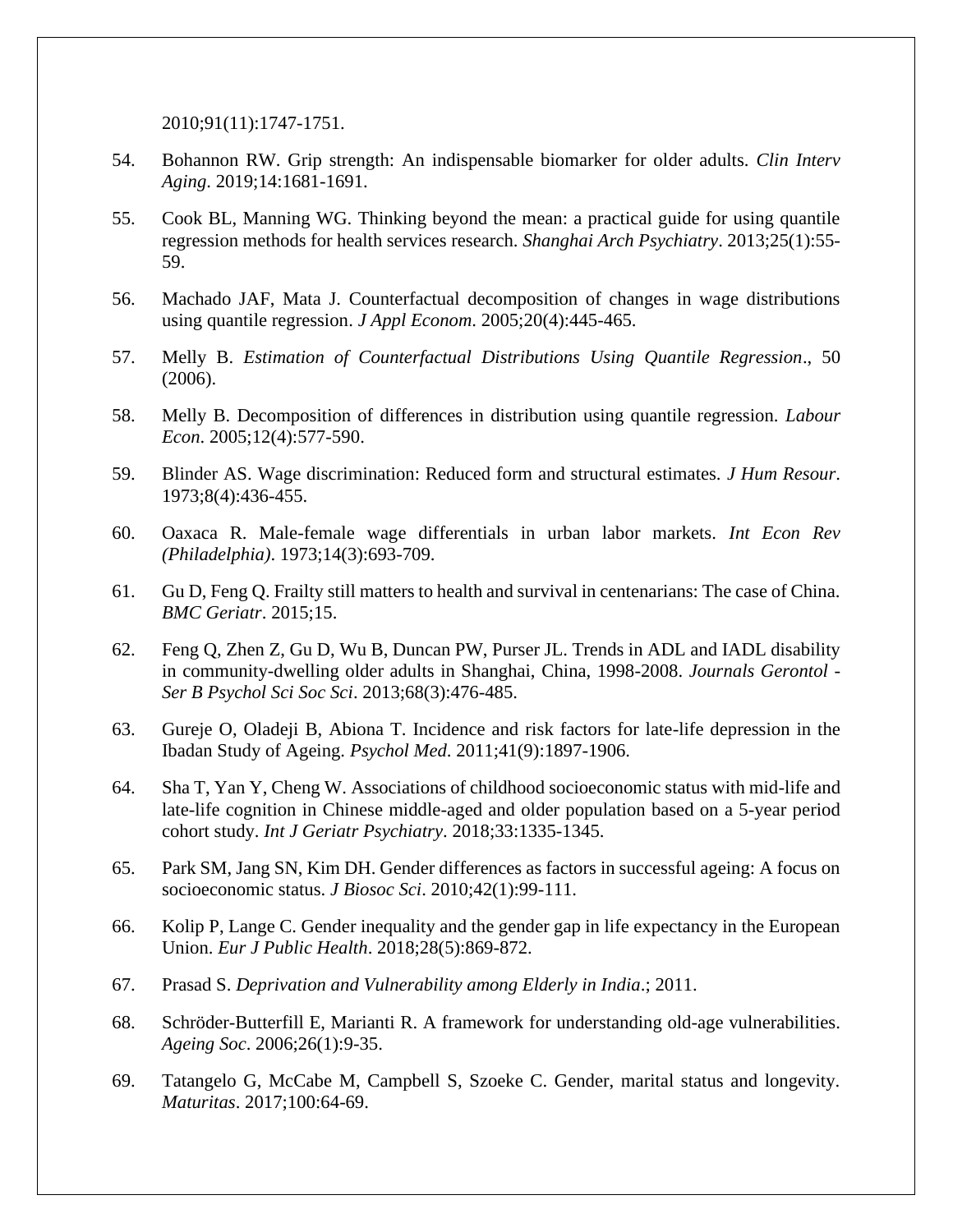2010;91(11):1747-1751.

54. Bohannon RW. Grip strength: An indispensable biomarker for older adults. *Clin Interv Aging*. 2019;14:1681-1691.

55. Cook BL, Manning WG. Thinking beyond the mean: a practical guide for using quantile regression methods for health services research. *Shanghai Arch Psychiatry*. 2013;25(1):55-59.

56. Machado JAF, Mata J. Counterfactual decomposition of changes in wage distributions using quantile regression. *J Appl Econom*. 2005;20(4):445-465.

57. Melly B. *Estimation of Counterfactual Distributions Using Quantile Regression*., 50 (2006).

58. Melly B. Decomposition of differences in distribution using quantile regression. *Labour Econ*. 2005;12(4):577-590.

59. Blinder AS. Wage discrimination: Reduced form and structural estimates. *J Hum Resour*. 1973;8(4):436-455.

60. Oaxaca R. Male-female wage differentials in urban labor markets. *Int Econ Rev (Philadelphia)*. 1973;14(3):693-709.

61. Gu D, Feng Q. Frailty still matters to health and survival in centenarians: The case of China. *BMC Geriatr*. 2015;15.

62. Feng Q, Zhen Z, Gu D, Wu B, Duncan PW, Purser JL. Trends in ADL and IADL disability in community-dwelling older adults in Shanghai, China, 1998-2008. *Journals Gerontol - Ser B Psychol Sci Soc Sci*. 2013;68(3):476-485.

63. Gureje O, Oladeji B, Abiona T. Incidence and risk factors for late-life depression in the Ibadan Study of Ageing. *Psychol Med*. 2011;41(9):1897-1906.

64. Sha T, Yan Y, Cheng W. Associations of childhood socioeconomic status with mid-life and late-life cognition in Chinese middle-aged and older population based on a 5-year period cohort study. *Int J Geriatr Psychiatry*. 2018;33:1335-1345.

65. Park SM, Jang SN, Kim DH. Gender differences as factors in successful ageing: A focus on socioeconomic status. *J Biosoc Sci*. 2010;42(1):99-111.

66. Kolip P, Lange C. Gender inequality and the gender gap in life expectancy in the European Union. *Eur J Public Health*. 2018;28(5):869-872.

67. Prasad S. *Deprivation and Vulnerability among Elderly in India*.; 2011.

68. Schröder-Butterfill E, Marianti R. A framework for understanding old-age vulnerabilities. *Ageing Soc*. 2006;26(1):9-35.

69. Tatangelo G, McCabe M, Campbell S, Szoeke C. Gender, marital status and longevity. *Maturitas*. 2017;100:64-69.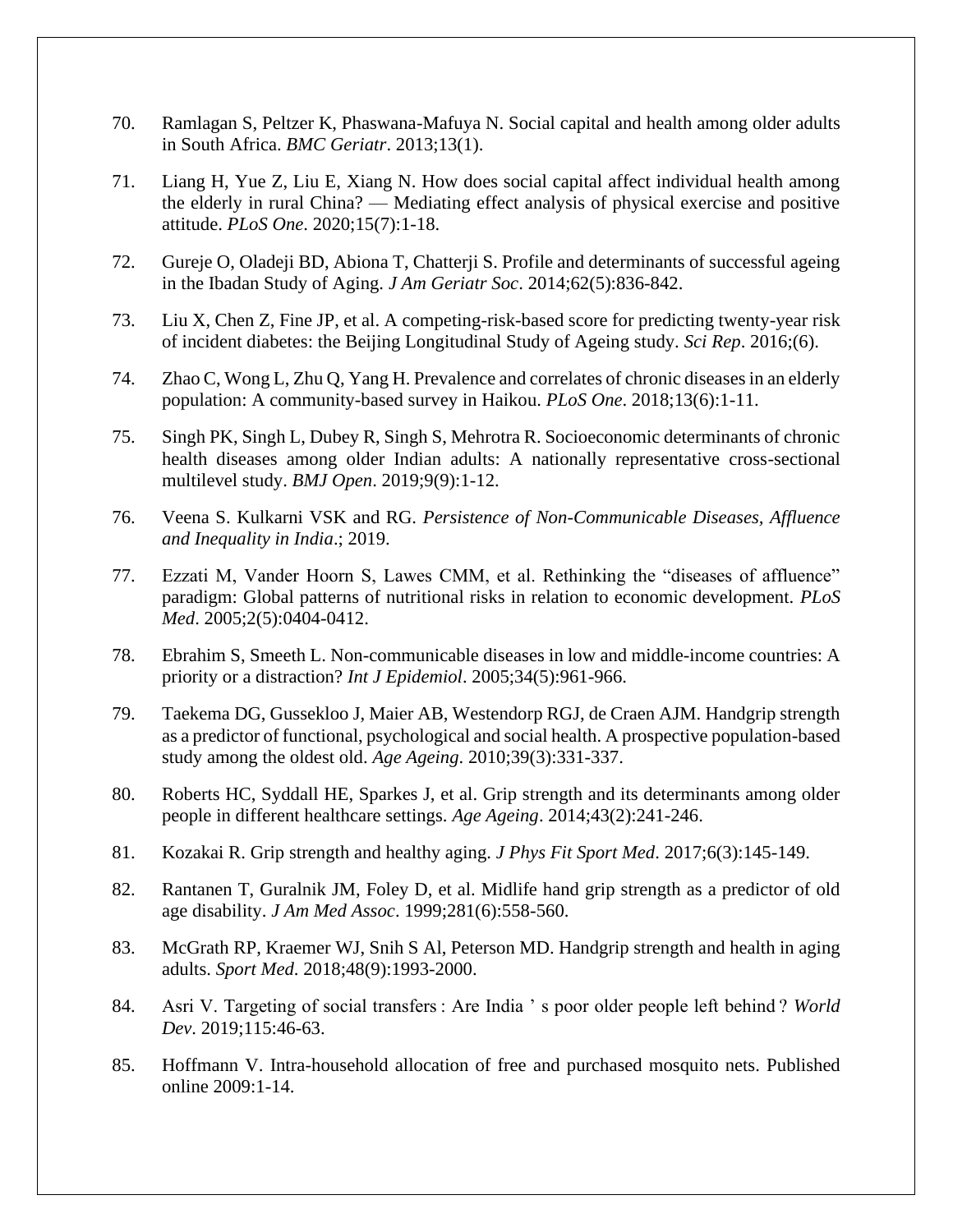70. Ramlagan S, Peltzer K, Phaswana-Mafuya N. Social capital and health among older adults in South Africa. *BMC Geriatr*. 2013;13(1).

71. Liang H, Yue Z, Liu E, Xiang N. How does social capital affect individual health among the elderly in rural China? — Mediating effect analysis of physical exercise and positive attitude. *PLoS One*. 2020;15(7):1-18.

72. Gureje O, Oladeji BD, Abiona T, Chatterji S. Profile and determinants of successful ageing in the Ibadan Study of Aging. *J Am Geriatr Soc*. 2014;62(5):836-842.

73. Liu X, Chen Z, Fine JP, et al. A competing-risk-based score for predicting twenty-year risk of incident diabetes: the Beijing Longitudinal Study of Ageing study. *Sci Rep*. 2016;(6).

74. Zhao C, Wong L, Zhu Q, Yang H. Prevalence and correlates of chronic diseases in an elderly population: A community-based survey in Haikou. *PLoS One*. 2018;13(6):1-11.

75. Singh PK, Singh L, Dubey R, Singh S, Mehrotra R. Socioeconomic determinants of chronic health diseases among older Indian adults: A nationally representative cross-sectional multilevel study. *BMJ Open*. 2019;9(9):1-12.

76. Veena S. Kulkarni VSK and RG. *Persistence of Non-Communicable Diseases, Affluence and Inequality in India*.; 2019.

77. Ezzati M, Vander Hoorn S, Lawes CMM, et al. Rethinking the "diseases of affluence" paradigm: Global patterns of nutritional risks in relation to economic development. *PLoS Med*. 2005;2(5):0404-0412.

78. Ebrahim S, Smeeth L. Non-communicable diseases in low and middle-income countries: A priority or a distraction? *Int J Epidemiol*. 2005;34(5):961-966.

79. Taekema DG, Gussekloo J, Maier AB, Westendorp RGJ, de Craen AJM. Handgrip strength as a predictor of functional, psychological and social health. A prospective population-based study among the oldest old. *Age Ageing*. 2010;39(3):331-337.

80. Roberts HC, Syddall HE, Sparkes J, et al. Grip strength and its determinants among older people in different healthcare settings. *Age Ageing*. 2014;43(2):241-246.

81. Kozakai R. Grip strength and healthy aging. *J Phys Fit Sport Med*. 2017;6(3):145-149.

82. Rantanen T, Guralnik JM, Foley D, et al. Midlife hand grip strength as a predictor of old age disability. *J Am Med Assoc*. 1999;281(6):558-560.

83. McGrath RP, Kraemer WJ, Snih S Al, Peterson MD. Handgrip strength and health in aging adults. *Sport Med*. 2018;48(9):1993-2000.

84. Asri V. Targeting of social transfers : Are India ' s poor older people left behind ? *World Dev*. 2019;115:46-63.

85. Hoffmann V. Intra-household allocation of free and purchased mosquito nets. Published online 2009:1-14.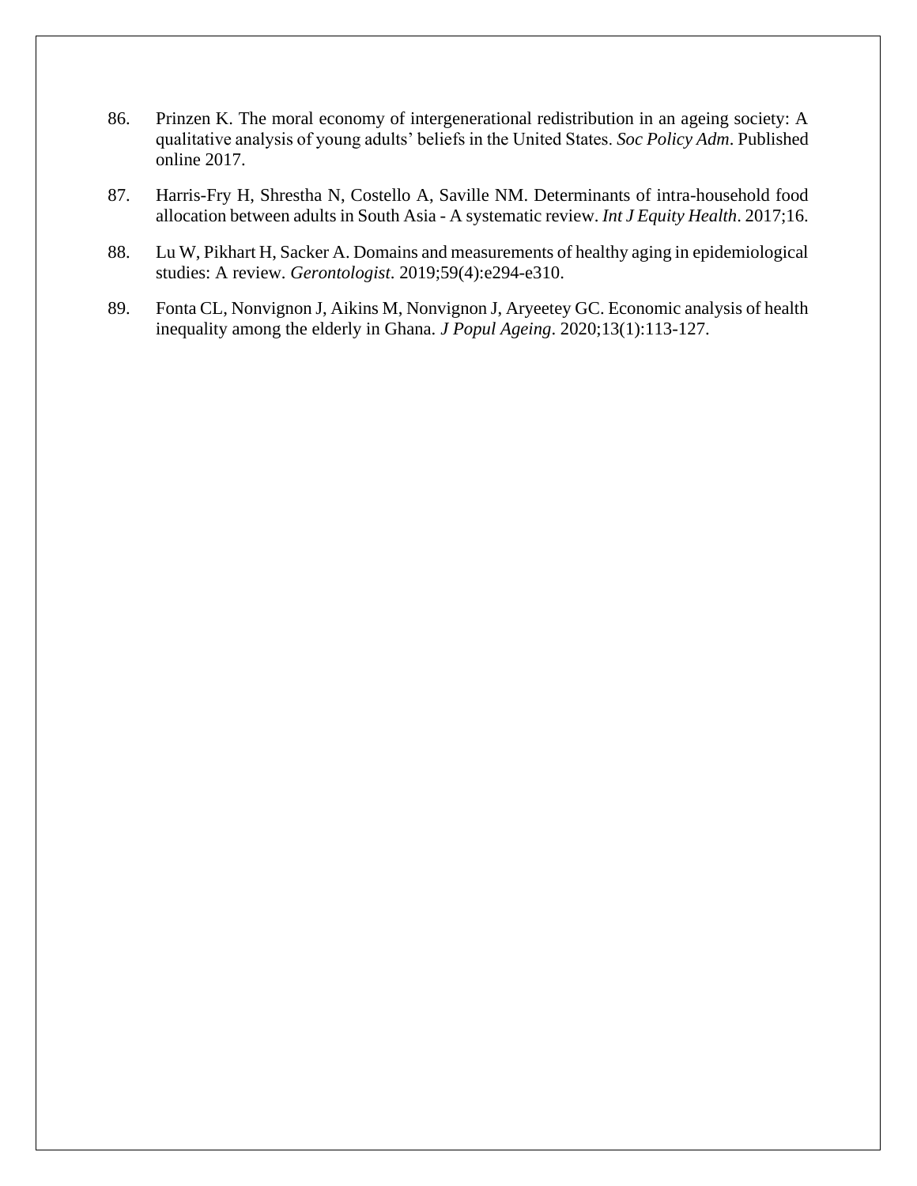86. Prinzen K. The moral economy of intergenerational redistribution in an ageing society: A qualitative analysis of young adults' beliefs in the United States. *Soc Policy Adm*. Published online 2017.

87. Harris-Fry H, Shrestha N, Costello A, Saville NM. Determinants of intra-household food allocation between adults in South Asia - A systematic review. *Int J Equity Health*. 2017;16.

88. Lu W, Pikhart H, Sacker A. Domains and measurements of healthy aging in epidemiological studies: A review. *Gerontologist*. 2019;59(4):e294-e310.

89. Fonta CL, Nonvignon J, Aikins M, Nonvignon J, Aryeetey GC. Economic analysis of health inequality among the elderly in Ghana. *J Popul Ageing*. 2020;13(1):113-127.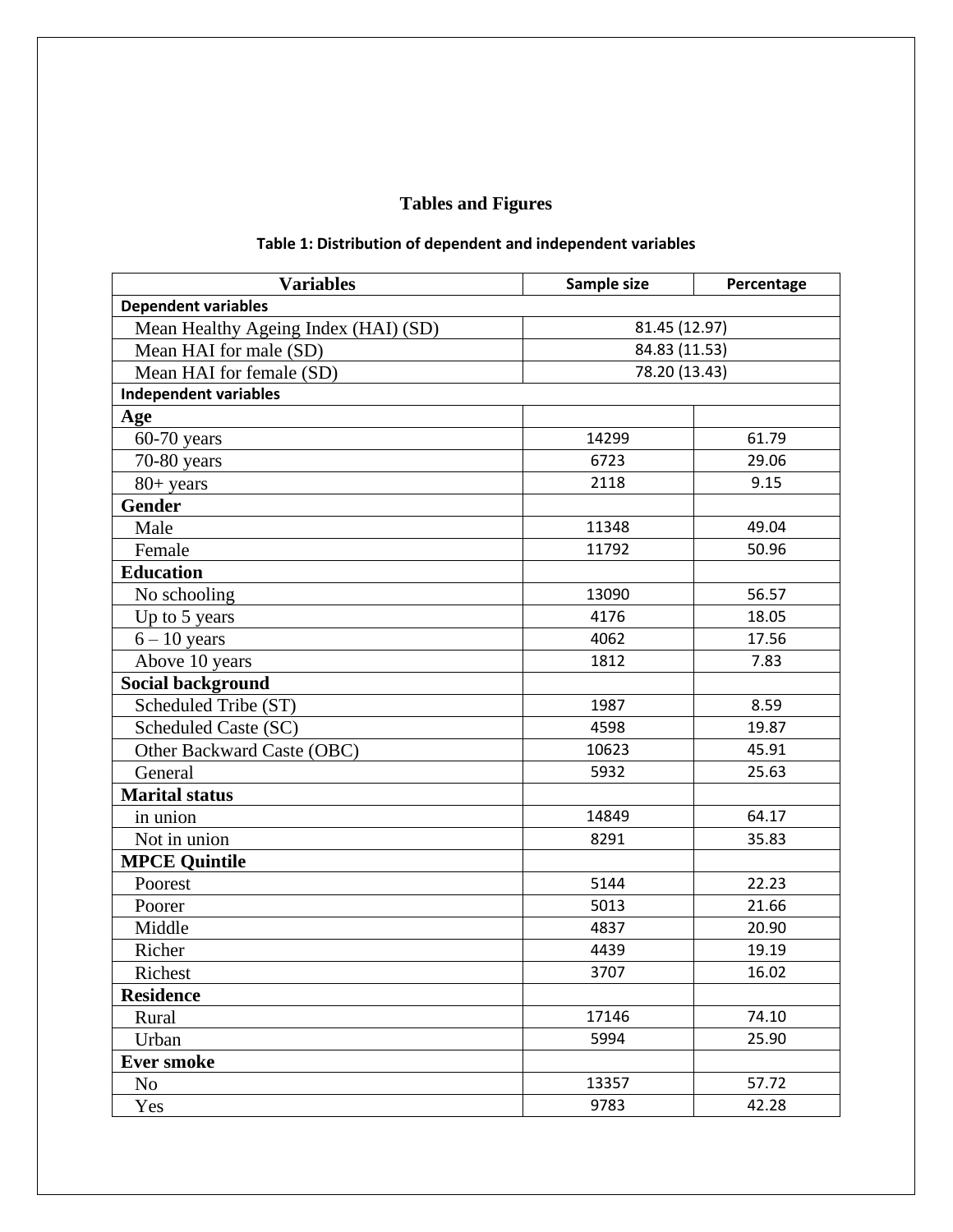# Tables and Figures

**Table 1: Distribution of dependent and independent variables**

| Variables | Sample size | Percentage |
|---|---|---|
| **Dependent variables** | | |
| Mean Healthy Ageing Index (HAI) (SD) | 81.45 (12.97) | |
| Mean HAI for male (SD) | 84.83 (11.53) | |
| Mean HAI for female (SD) | 78.20 (13.43) | |
| **Independent variables** | | |
| **Age** | | |
| 60-70 years | 14299 | 61.79 |
| 70-80 years | 6723 | 29.06 |
| 80+ years | 2118 | 9.15 |
| **Gender** | | |
| Male | 11348 | 49.04 |
| Female | 11792 | 50.96 |
| **Education** | | |
| No schooling | 13090 | 56.57 |
| Up to 5 years | 4176 | 18.05 |
| 6 – 10 years | 4062 | 17.56 |
| Above 10 years | 1812 | 7.83 |
| **Social background** | | |
| Scheduled Tribe (ST) | 1987 | 8.59 |
| Scheduled Caste (SC) | 4598 | 19.87 |
| Other Backward Caste (OBC) | 10623 | 45.91 |
| General | 5932 | 25.63 |
| **Marital status** | | |
| in union | 14849 | 64.17 |
| Not in union | 8291 | 35.83 |
| **MPCE Quintile** | | |
| Poorest | 5144 | 22.23 |
| Poorer | 5013 | 21.66 |
| Middle | 4837 | 20.90 |
| Richer | 4439 | 19.19 |
| Richest | 3707 | 16.02 |
| **Residence** | | |
| Rural | 17146 | 74.10 |
| Urban | 5994 | 25.90 |
| **Ever smoke** | | |
| No | 13357 | 57.72 |
| Yes | 9783 | 42.28 |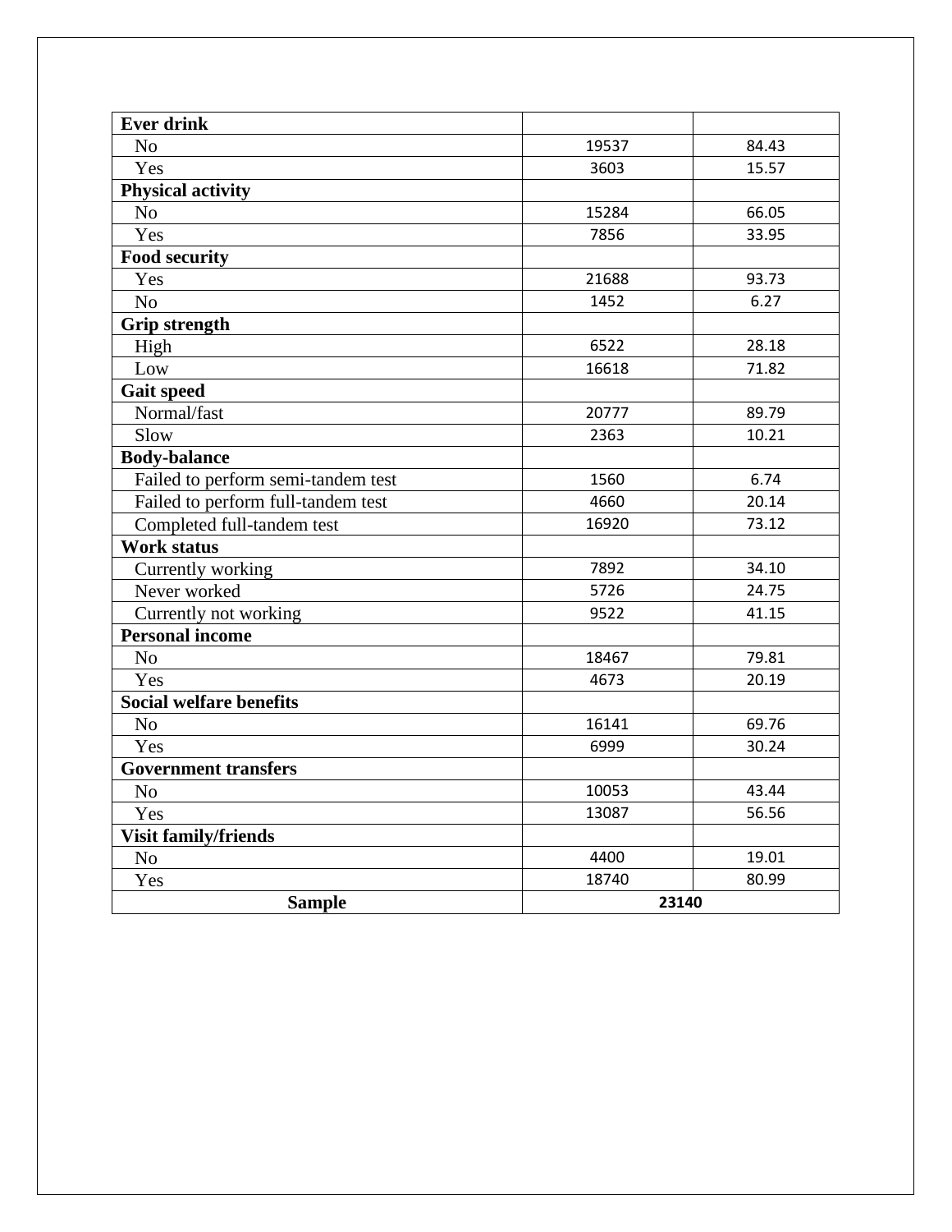| | | |
|---|---|---|
| **Ever drink** | | |
| No | 19537 | 84.43 |
| Yes | 3603 | 15.57 |
| **Physical activity** | | |
| No | 15284 | 66.05 |
| Yes | 7856 | 33.95 |
| **Food security** | | |
| Yes | 21688 | 93.73 |
| No | 1452 | 6.27 |
| **Grip strength** | | |
| High | 6522 | 28.18 |
| Low | 16618 | 71.82 |
| **Gait speed** | | |
| Normal/fast | 20777 | 89.79 |
| Slow | 2363 | 10.21 |
| **Body-balance** | | |
| Failed to perform semi-tandem test | 1560 | 6.74 |
| Failed to perform full-tandem test | 4660 | 20.14 |
| Completed full-tandem test | 16920 | 73.12 |
| **Work status** | | |
| Currently working | 7892 | 34.10 |
| Never worked | 5726 | 24.75 |
| Currently not working | 9522 | 41.15 |
| **Personal income** | | |
| No | 18467 | 79.81 |
| Yes | 4673 | 20.19 |
| **Social welfare benefits** | | |
| No | 16141 | 69.76 |
| Yes | 6999 | 30.24 |
| **Government transfers** | | |
| No | 10053 | 43.44 |
| Yes | 13087 | 56.56 |
| **Visit family/friends** | | |
| No | 4400 | 19.01 |
| Yes | 18740 | 80.99 |
| **Sample** | **23140** | |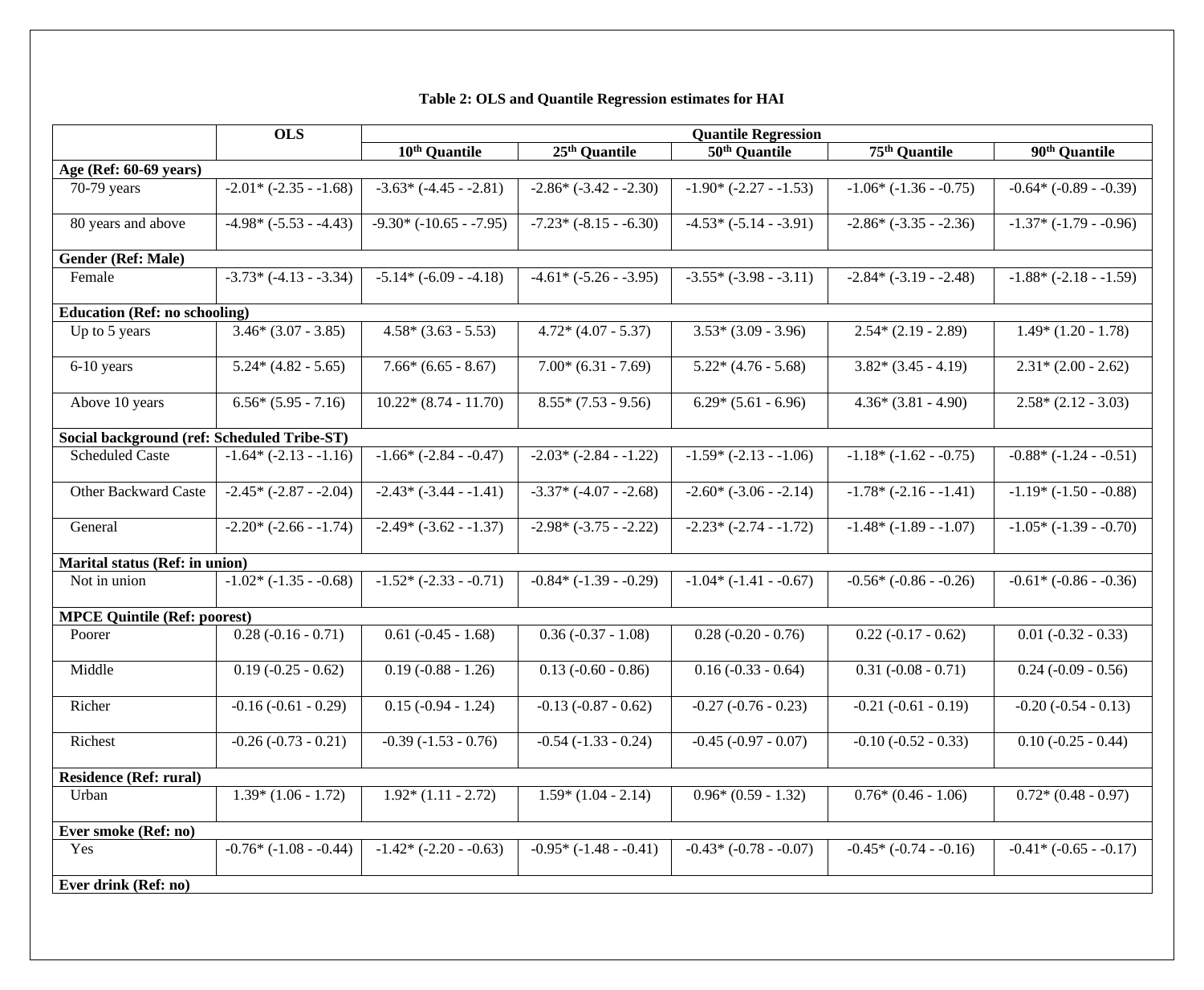**Table 2: OLS and Quantile Regression estimates for HAI**

| | OLS | Quantile Regression | | | | |
|---|---|---|---|---|---|---|
| | | 10th Quantile | 25th Quantile | 50th Quantile | 75th Quantile | 90th Quantile |
| **Age (Ref: 60-69 years)** | | | | | | |
| 70-79 years | -2.01* (-2.35 - -1.68) | -3.63* (-4.45 - -2.81) | -2.86* (-3.42 - -2.30) | -1.90* (-2.27 - -1.53) | -1.06* (-1.36 - -0.75) | -0.64* (-0.89 - -0.39) |
| 80 years and above | -4.98* (-5.53 - -4.43) | -9.30* (-10.65 - -7.95) | -7.23* (-8.15 - -6.30) | -4.53* (-5.14 - -3.91) | -2.86* (-3.35 - -2.36) | -1.37* (-1.79 - -0.96) |
| **Gender (Ref: Male)** | | | | | | |
| Female | -3.73* (-4.13 - -3.34) | -5.14* (-6.09 - -4.18) | -4.61* (-5.26 - -3.95) | -3.55* (-3.98 - -3.11) | -2.84* (-3.19 - -2.48) | -1.88* (-2.18 - -1.59) |
| **Education (Ref: no schooling)** | | | | | | |
| Up to 5 years | 3.46* (3.07 - 3.85) | 4.58* (3.63 - 5.53) | 4.72* (4.07 - 5.37) | 3.53* (3.09 - 3.96) | 2.54* (2.19 - 2.89) | 1.49* (1.20 - 1.78) |
| 6-10 years | 5.24* (4.82 - 5.65) | 7.66* (6.65 - 8.67) | 7.00* (6.31 - 7.69) | 5.22* (4.76 - 5.68) | 3.82* (3.45 - 4.19) | 2.31* (2.00 - 2.62) |
| Above 10 years | 6.56* (5.95 - 7.16) | 10.22* (8.74 - 11.70) | 8.55* (7.53 - 9.56) | 6.29* (5.61 - 6.96) | 4.36* (3.81 - 4.90) | 2.58* (2.12 - 3.03) |
| **Social background (ref: Scheduled Tribe-ST)** | | | | | | |
| Scheduled Caste | -1.64* (-2.13 - -1.16) | -1.66* (-2.84 - -0.47) | -2.03* (-2.84 - -1.22) | -1.59* (-2.13 - -1.06) | -1.18* (-1.62 - -0.75) | -0.88* (-1.24 - -0.51) |
| Other Backward Caste | -2.45* (-2.87 - -2.04) | -2.43* (-3.44 - -1.41) | -3.37* (-4.07 - -2.68) | -2.60* (-3.06 - -2.14) | -1.78* (-2.16 - -1.41) | -1.19* (-1.50 - -0.88) |
| General | -2.20* (-2.66 - -1.74) | -2.49* (-3.62 - -1.37) | -2.98* (-3.75 - -2.22) | -2.23* (-2.74 - -1.72) | -1.48* (-1.89 - -1.07) | -1.05* (-1.39 - -0.70) |
| **Marital status (Ref: in union)** | | | | | | |
| Not in union | -1.02* (-1.35 - -0.68) | -1.52* (-2.33 - -0.71) | -0.84* (-1.39 - -0.29) | -1.04* (-1.41 - -0.67) | -0.56* (-0.86 - -0.26) | -0.61* (-0.86 - -0.36) |
| **MPCE Quintile (Ref: poorest)** | | | | | | |
| Poorer | 0.28 (-0.16 - 0.71) | 0.61 (-0.45 - 1.68) | 0.36 (-0.37 - 1.08) | 0.28 (-0.20 - 0.76) | 0.22 (-0.17 - 0.62) | 0.01 (-0.32 - 0.33) |
| Middle | 0.19 (-0.25 - 0.62) | 0.19 (-0.88 - 1.26) | 0.13 (-0.60 - 0.86) | 0.16 (-0.33 - 0.64) | 0.31 (-0.08 - 0.71) | 0.24 (-0.09 - 0.56) |
| Richer | -0.16 (-0.61 - 0.29) | 0.15 (-0.94 - 1.24) | -0.13 (-0.87 - 0.62) | -0.27 (-0.76 - 0.23) | -0.21 (-0.61 - 0.19) | -0.20 (-0.54 - 0.13) |
| Richest | -0.26 (-0.73 - 0.21) | -0.39 (-1.53 - 0.76) | -0.54 (-1.33 - 0.24) | -0.45 (-0.97 - 0.07) | -0.10 (-0.52 - 0.33) | 0.10 (-0.25 - 0.44) |
| **Residence (Ref: rural)** | | | | | | |
| Urban | 1.39* (1.06 - 1.72) | 1.92* (1.11 - 2.72) | 1.59* (1.04 - 2.14) | 0.96* (0.59 - 1.32) | 0.76* (0.46 - 1.06) | 0.72* (0.48 - 0.97) |
| **Ever smoke (Ref: no)** | | | | | | |
| Yes | -0.76* (-1.08 - -0.44) | -1.42* (-2.20 - -0.63) | -0.95* (-1.48 - -0.41) | -0.43* (-0.78 - -0.07) | -0.45* (-0.74 - -0.16) | -0.41* (-0.65 - -0.17) |
| **Ever drink (Ref: no)** | | | | | | |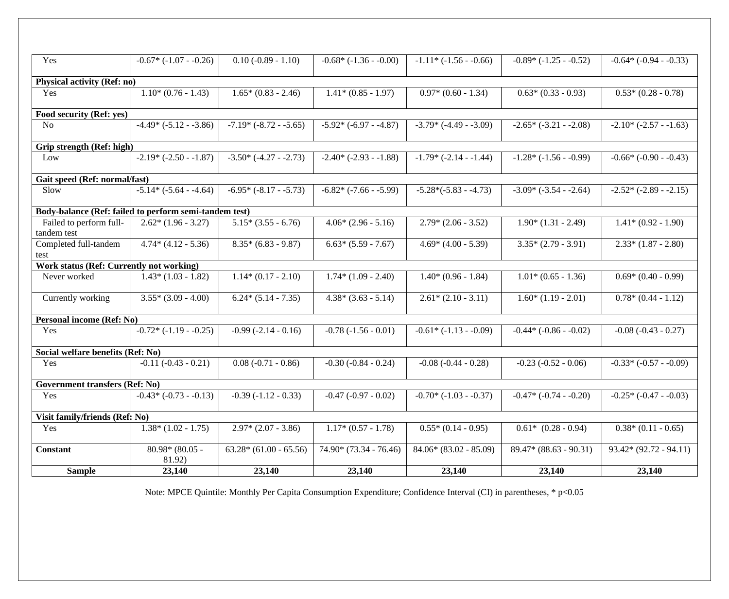| | | | | | | |
|---|---|---|---|---|---|---|
| Yes | -0.67* (-1.07 - -0.26) | 0.10 (-0.89 - 1.10) | -0.68* (-1.36 - -0.00) | -1.11* (-1.56 - -0.66) | -0.89* (-1.25 - -0.52) | -0.64* (-0.94 - -0.33) |
| **Physical activity (Ref: no)** | | | | | | |
| Yes | 1.10* (0.76 - 1.43) | 1.65* (0.83 - 2.46) | 1.41* (0.85 - 1.97) | 0.97* (0.60 - 1.34) | 0.63* (0.33 - 0.93) | 0.53* (0.28 - 0.78) |
| **Food security (Ref: yes)** | | | | | | |
| No | -4.49* (-5.12 - -3.86) | -7.19* (-8.72 - -5.65) | -5.92* (-6.97 - -4.87) | -3.79* (-4.49 - -3.09) | -2.65* (-3.21 - -2.08) | -2.10* (-2.57 - -1.63) |
| **Grip strength (Ref: high)** | | | | | | |
| Low | -2.19* (-2.50 - -1.87) | -3.50* (-4.27 - -2.73) | -2.40* (-2.93 - -1.88) | -1.79* (-2.14 - -1.44) | -1.28* (-1.56 - -0.99) | -0.66* (-0.90 - -0.43) |
| **Gait speed (Ref: normal/fast)** | | | | | | |
| Slow | -5.14* (-5.64 - -4.64) | -6.95* (-8.17 - -5.73) | -6.82* (-7.66 - -5.99) | -5.28*(-5.83 - -4.73) | -3.09* (-3.54 - -2.64) | -2.52* (-2.89 - -2.15) |
| **Body-balance (Ref: failed to perform semi-tandem test)** | | | | | | |
| Failed to perform full-tandem test | 2.62* (1.96 - 3.27) | 5.15* (3.55 - 6.76) | 4.06* (2.96 - 5.16) | 2.79* (2.06 - 3.52) | 1.90* (1.31 - 2.49) | 1.41* (0.92 - 1.90) |
| Completed full-tandem test | 4.74* (4.12 - 5.36) | 8.35* (6.83 - 9.87) | 6.63* (5.59 - 7.67) | 4.69* (4.00 - 5.39) | 3.35* (2.79 - 3.91) | 2.33* (1.87 - 2.80) |
| **Work status (Ref: Currently not working)** | | | | | | |
| Never worked | 1.43* (1.03 - 1.82) | 1.14* (0.17 - 2.10) | 1.74* (1.09 - 2.40) | 1.40* (0.96 - 1.84) | 1.01* (0.65 - 1.36) | 0.69* (0.40 - 0.99) |
| Currently working | 3.55* (3.09 - 4.00) | 6.24* (5.14 - 7.35) | 4.38* (3.63 - 5.14) | 2.61* (2.10 - 3.11) | 1.60* (1.19 - 2.01) | 0.78* (0.44 - 1.12) |
| **Personal income (Ref: No)** | | | | | | |
| Yes | -0.72* (-1.19 - -0.25) | -0.99 (-2.14 - 0.16) | -0.78 (-1.56 - 0.01) | -0.61* (-1.13 - -0.09) | -0.44* (-0.86 - -0.02) | -0.08 (-0.43 - 0.27) |
| **Social welfare benefits (Ref: No)** | | | | | | |
| Yes | -0.11 (-0.43 - 0.21) | 0.08 (-0.71 - 0.86) | -0.30 (-0.84 - 0.24) | -0.08 (-0.44 - 0.28) | -0.23 (-0.52 - 0.06) | -0.33* (-0.57 - -0.09) |
| **Government transfers (Ref: No)** | | | | | | |
| Yes | -0.43* (-0.73 - -0.13) | -0.39 (-1.12 - 0.33) | -0.47 (-0.97 - 0.02) | -0.70* (-1.03 - -0.37) | -0.47* (-0.74 - -0.20) | -0.25* (-0.47 - -0.03) |
| **Visit family/friends (Ref: No)** | | | | | | |
| Yes | 1.38* (1.02 - 1.75) | 2.97* (2.07 - 3.86) | 1.17* (0.57 - 1.78) | 0.55* (0.14 - 0.95) | 0.61* (0.28 - 0.94) | 0.38* (0.11 - 0.65) |
| **Constant** | 80.98* (80.05 - 81.92) | 63.28* (61.00 - 65.56) | 74.90* (73.34 - 76.46) | 84.06* (83.02 - 85.09) | 89.47* (88.63 - 90.31) | 93.42* (92.72 - 94.11) |
| **Sample** | **23,140** | **23,140** | **23,140** | **23,140** | **23,140** | **23,140** |

Note: MPCE Quintile: Monthly Per Capita Consumption Expenditure; Confidence Interval (CI) in parentheses, * $p<0.05$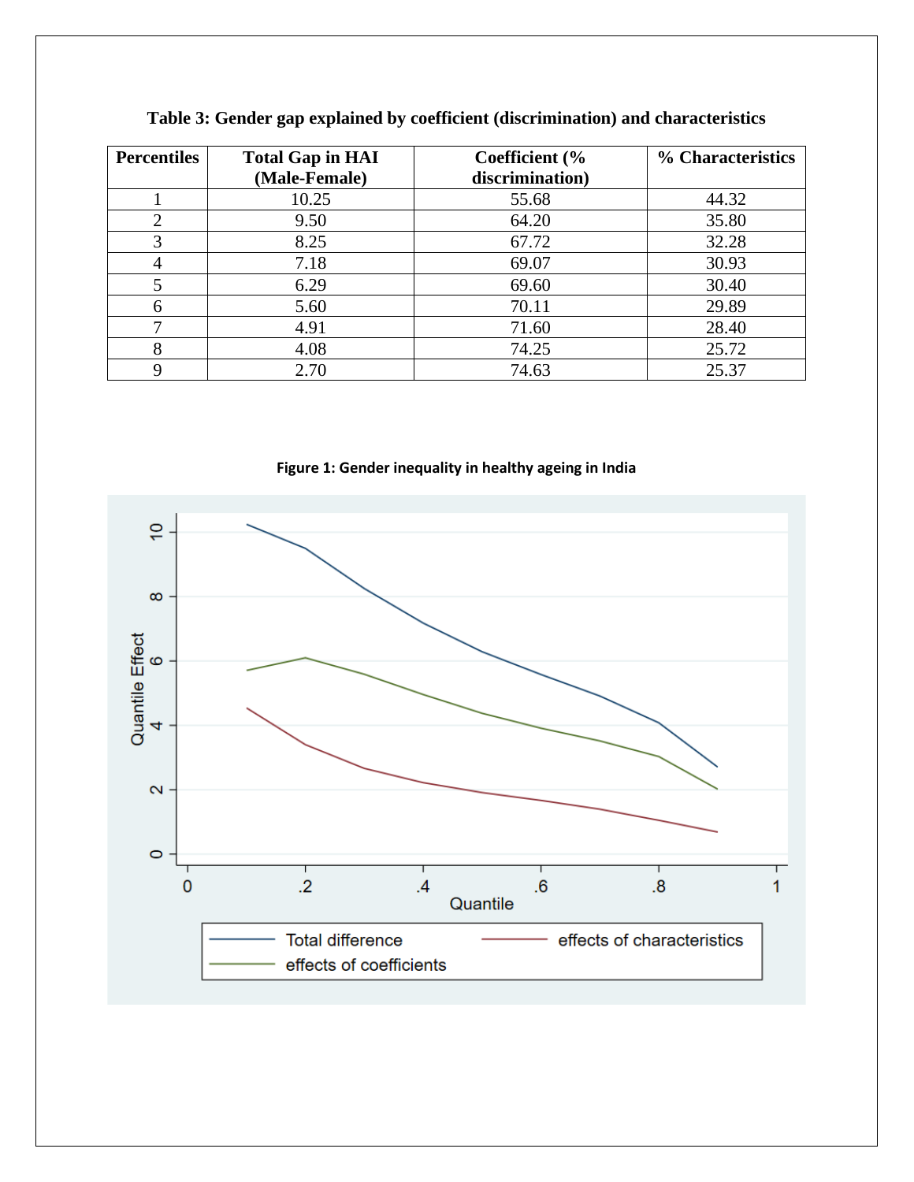**Table 3: Gender gap explained by coefficient (discrimination) and characteristics**

| Percentiles | Total Gap in HAI (Male-Female) | Coefficient (% discrimination) | % Characteristics |
|---|---|---|---|
| 1 | 10.25 | 55.68 | 44.32 |
| 2 | 9.50 | 64.20 | 35.80 |
| 3 | 8.25 | 67.72 | 32.28 |
| 4 | 7.18 | 69.07 | 30.93 |
| 5 | 6.29 | 69.60 | 30.40 |
| 6 | 5.60 | 70.11 | 29.89 |
| 7 | 4.91 | 71.60 | 28.40 |
| 8 | 4.08 | 74.25 | 25.72 |
| 9 | 2.70 | 74.63 | 25.37 |

**Figure 1: Gender inequality in healthy ageing in India**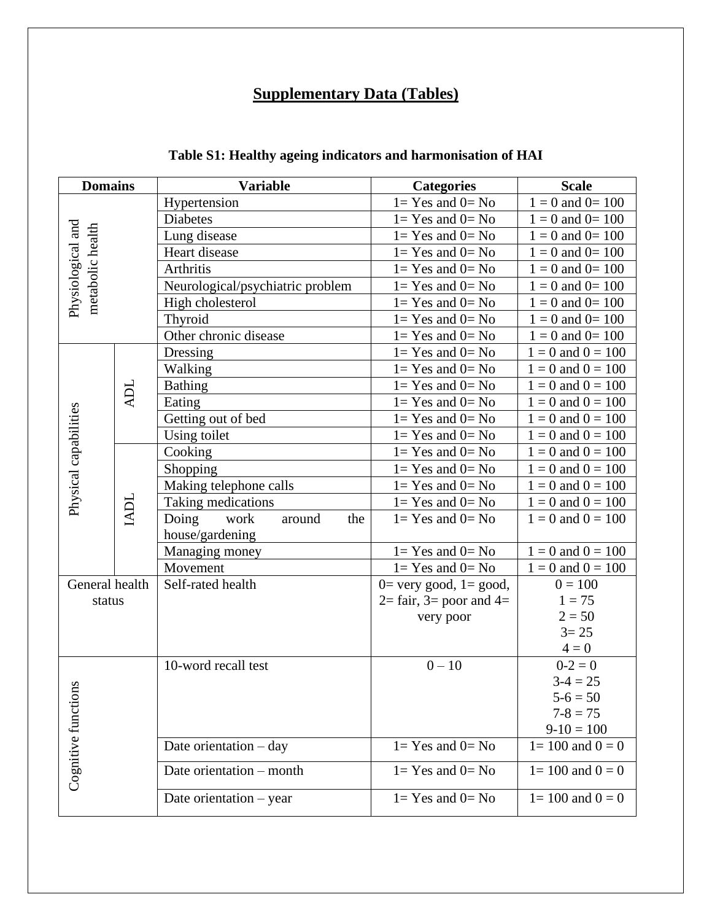# Supplementary Data (Tables)

**Table S1: Healthy ageing indicators and harmonisation of HAI**

| Domains | | Variable | Categories | Scale |
|---|---|---|---|---|
| Physiological and metabolic health | | Hypertension | 1= Yes and 0= No | 1 = 0 and 0= 100 |
| | | Diabetes | 1= Yes and 0= No | 1 = 0 and 0= 100 |
| | | Lung disease | 1= Yes and 0= No | 1 = 0 and 0= 100 |
| | | Heart disease | 1= Yes and 0= No | 1 = 0 and 0= 100 |
| | | Arthritis | 1= Yes and 0= No | 1 = 0 and 0= 100 |
| | | Neurological/psychiatric problem | 1= Yes and 0= No | 1 = 0 and 0= 100 |
| | | High cholesterol | 1= Yes and 0= No | 1 = 0 and 0= 100 |
| | | Thyroid | 1= Yes and 0= No | 1 = 0 and 0= 100 |
| | | Other chronic disease | 1= Yes and 0= No | 1 = 0 and 0= 100 |
| Physical capabilities | ADL | Dressing | 1= Yes and 0= No | 1 = 0 and 0 = 100 |
| | | Walking | 1= Yes and 0= No | 1 = 0 and 0 = 100 |
| | | Bathing | 1= Yes and 0= No | 1 = 0 and 0 = 100 |
| | | Eating | 1= Yes and 0= No | 1 = 0 and 0 = 100 |
| | | Getting out of bed | 1= Yes and 0= No | 1 = 0 and 0 = 100 |
| | | Using toilet | 1= Yes and 0= No | 1 = 0 and 0 = 100 |
| | IADL | Cooking | 1= Yes and 0= No | 1 = 0 and 0 = 100 |
| | | Shopping | 1= Yes and 0= No | 1 = 0 and 0 = 100 |
| | | Making telephone calls | 1= Yes and 0= No | 1 = 0 and 0 = 100 |
| | | Taking medications | 1= Yes and 0= No | 1 = 0 and 0 = 100 |
| | | Doing work around the house/gardening | 1= Yes and 0= No | 1 = 0 and 0 = 100 |
| | | Managing money | 1= Yes and 0= No | 1 = 0 and 0 = 100 |
| | | Movement | 1= Yes and 0= No | 1 = 0 and 0 = 100 |
| General health status | | Self-rated health | 0= very good, 1= good, 2= fair, 3= poor and 4= very poor | 0 = 100<br>1 = 75<br>2 = 50<br>3= 25<br>4 = 0 |
| Cognitive functions | | 10-word recall test | 0 – 10 | 0-2 = 0<br>3-4 = 25<br>5-6 = 50<br>7-8 = 75<br>9-10 = 100 |
| | | Date orientation – day | 1= Yes and 0= No | 1= 100 and 0 = 0 |
| | | Date orientation – month | 1= Yes and 0= No | 1= 100 and 0 = 0 |
| | | Date orientation – year | 1= Yes and 0= No | 1= 100 and 0 = 0 |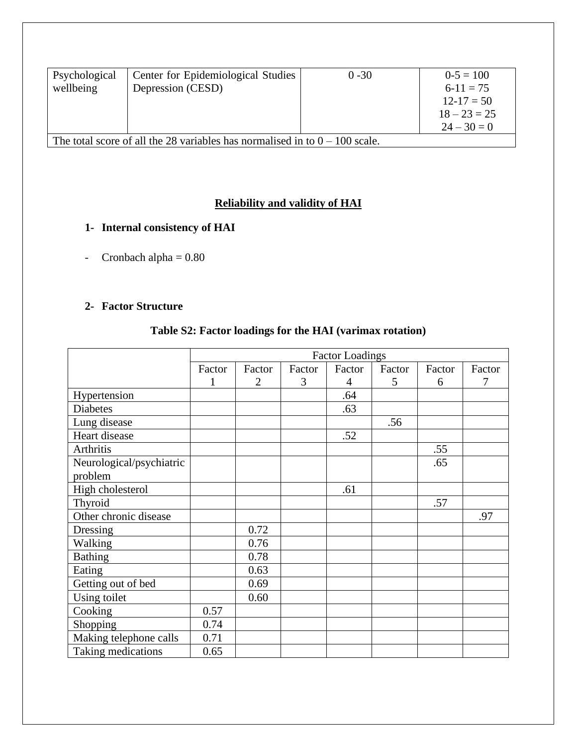| Psychological wellbeing | Center for Epidemiological Studies Depression (CESD) | 0 -30 | 0-5 = 100<br>6-11 = 75<br>12-17 = 50<br>18 – 23 = 25<br>24 – 30 = 0 |
|---|---|---|---|
| The total score of all the 28 variables has normalised in to 0 – 100 scale. | | | |

## Reliability and validity of HAI

### 1- Internal consistency of HAI

- Cronbach alpha = 0.80

### 2- Factor Structure

**Table S2: Factor loadings for the HAI (varimax rotation)**

| | Factor Loadings | | | | | | |
|---|---|---|---|---|---|---|---|
| | Factor 1 | Factor 2 | Factor 3 | Factor 4 | Factor 5 | Factor 6 | Factor 7 |
| Hypertension | | | | .64 | | | |
| Diabetes | | | | .63 | | | |
| Lung disease | | | | | .56 | | |
| Heart disease | | | | .52 | | | |
| Arthritis | | | | | | .55 | |
| Neurological/psychiatric problem | | | | | | .65 | |
| High cholesterol | | | | .61 | | | |
| Thyroid | | | | | | .57 | |
| Other chronic disease | | | | | | | .97 |
| Dressing | | 0.72 | | | | | |
| Walking | | 0.76 | | | | | |
| Bathing | | 0.78 | | | | | |
| Eating | | 0.63 | | | | | |
| Getting out of bed | | 0.69 | | | | | |
| Using toilet | | 0.60 | | | | | |
| Cooking | 0.57 | | | | | | |
| Shopping | 0.74 | | | | | | |
| Making telephone calls | 0.71 | | | | | | |
| Taking medications | 0.65 | | | | | | |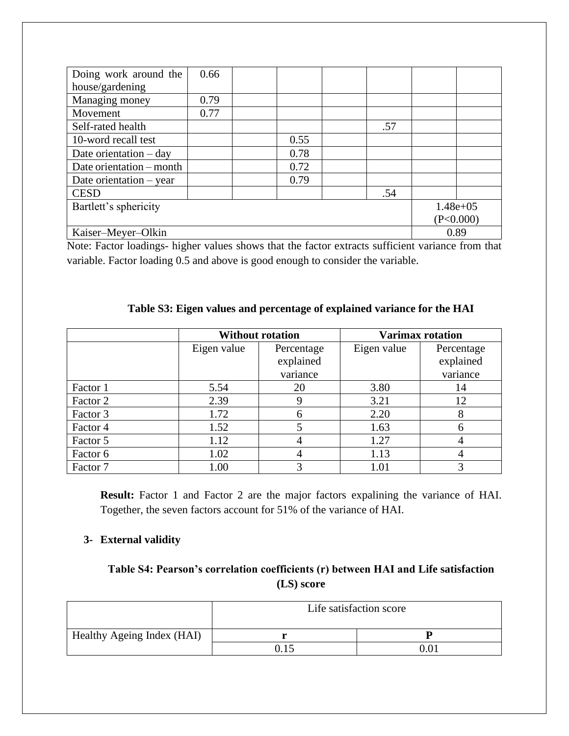| Doing work around the house/gardening | 0.66 | | | | | | |
|---|---|---|---|---|---|---|---|
| Managing money | 0.79 | | | | | | |
| Movement | 0.77 | | | | | | |
| Self-rated health | | | | | .57 | | |
| 10-word recall test | | | 0.55 | | | | |
| Date orientation – day | | | 0.78 | | | | |
| Date orientation – month | | | 0.72 | | | | |
| Date orientation – year | | | 0.79 | | | | |
| CESD | | | | | .54 | | |
| Bartlett's sphericity | | | | | | 1.48e+05 (P<0.000) | |
| Kaiser–Meyer–Olkin | | | | | | 0.89 | |

Note: Factor loadings- higher values shows that the factor extracts sufficient variance from that variable. Factor loading 0.5 and above is good enough to consider the variable.

**Table S3: Eigen values and percentage of explained variance for the HAI**

| | Without rotation | | Varimax rotation | |
|---|---|---|---|---|
| | Eigen value | Percentage explained variance | Eigen value | Percentage explained variance |
| Factor 1 | 5.54 | 20 | 3.80 | 14 |
| Factor 2 | 2.39 | 9 | 3.21 | 12 |
| Factor 3 | 1.72 | 6 | 2.20 | 8 |
| Factor 4 | 1.52 | 5 | 1.63 | 6 |
| Factor 5 | 1.12 | 4 | 1.27 | 4 |
| Factor 6 | 1.02 | 4 | 1.13 | 4 |
| Factor 7 | 1.00 | 3 | 1.01 | 3 |

**Result:** Factor 1 and Factor 2 are the major factors expalining the variance of HAI. Together, the seven factors account for 51% of the variance of HAI.

### 3- External validity

**Table S4: Pearson's correlation coefficients (r) between HAI and Life satisfaction (LS) score**

| | Life satisfaction score | |
|---|---|---|
| Healthy Ageing Index (HAI) | **r** | **P** |
| | 0.15 | 0.01 |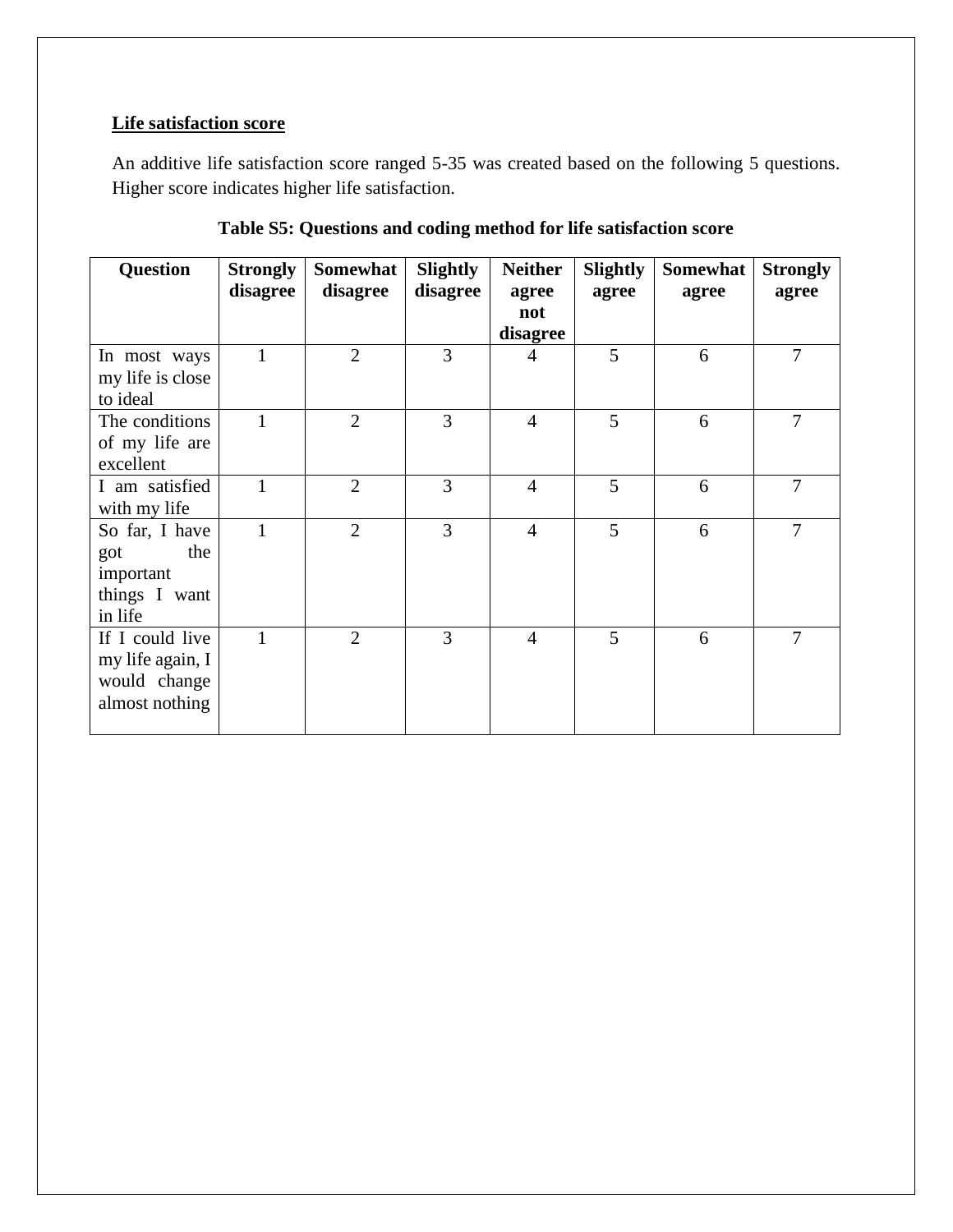**<u>Life satisfaction score</u>**

An additive life satisfaction score ranged 5-35 was created based on the following 5 questions. Higher score indicates higher life satisfaction.

**Table S5: Questions and coding method for life satisfaction score**

| Question | Strongly disagree | Somewhat disagree | Slightly disagree | Neither agree not disagree | Slightly agree | Somewhat agree | Strongly agree |
|---|---|---|---|---|---|---|---|
| In most ways my life is close to ideal | 1 | 2 | 3 | 4 | 5 | 6 | 7 |
| The conditions of my life are excellent | 1 | 2 | 3 | 4 | 5 | 6 | 7 |
| I am satisfied with my life | 1 | 2 | 3 | 4 | 5 | 6 | 7 |
| So far, I have got the important things I want in life | 1 | 2 | 3 | 4 | 5 | 6 | 7 |
| If I could live my life again, I would change almost nothing | 1 | 2 | 3 | 4 | 5 | 6 | 7 |